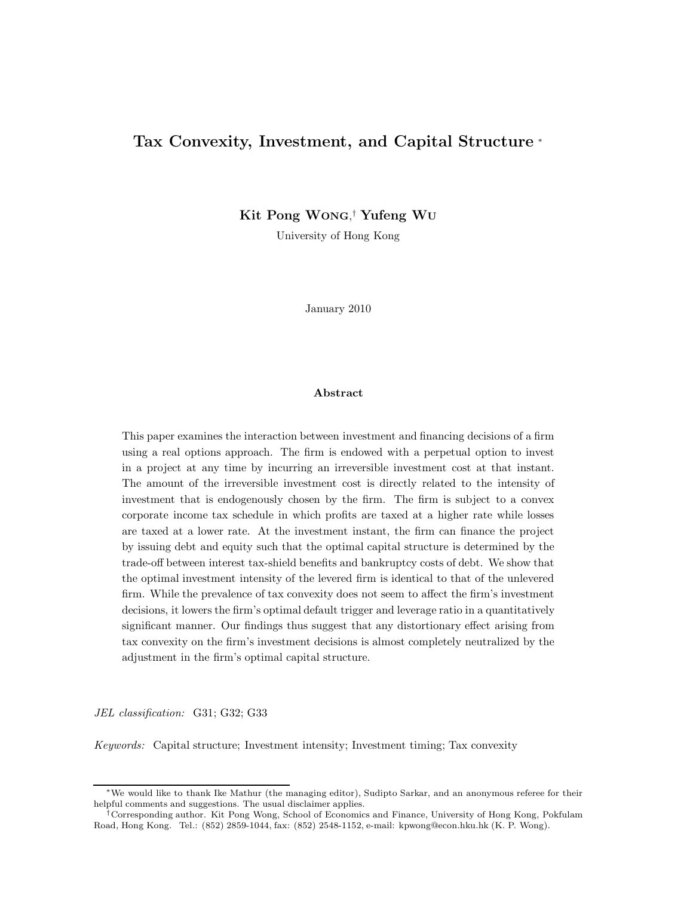# Tax Convexity, Investment, and Capital Structure [*]

**Kit Pong Wong**,[†] **Yufeng Wu**

University of Hong Kong

January 2010

## Abstract

This paper examines the interaction between investment and financing decisions of a firm using a real options approach. The firm is endowed with a perpetual option to invest in a project at any time by incurring an irreversible investment cost at that instant. The amount of the irreversible investment cost is directly related to the intensity of investment that is endogenously chosen by the firm. The firm is subject to a convex corporate income tax schedule in which profits are taxed at a higher rate while losses are taxed at a lower rate. At the investment instant, the firm can finance the project by issuing debt and equity such that the optimal capital structure is determined by the trade-off between interest tax-shield benefits and bankruptcy costs of debt. We show that the optimal investment intensity of the levered firm is identical to that of the unlevered firm. While the prevalence of tax convexity does not seem to affect the firm's investment decisions, it lowers the firm's optimal default trigger and leverage ratio in a quantitatively significant manner. Our findings thus suggest that any distortionary effect arising from tax convexity on the firm's investment decisions is almost completely neutralized by the adjustment in the firm's optimal capital structure.

*JEL classification:* G31; G32; G33

*Keywords:* Capital structure; Investment intensity; Investment timing; Tax convexity

---

[*] We would like to thank Ike Mathur (the managing editor), Sudipto Sarkar, and an anonymous referee for their helpful comments and suggestions. The usual disclaimer applies.

[†] Corresponding author. Kit Pong Wong, School of Economics and Finance, University of Hong Kong, Pokfulam Road, Hong Kong. Tel.: (852) 2859-1044, fax: (852) 2548-1152, e-mail: kpwong@econ.hku.hk (K. P. Wong).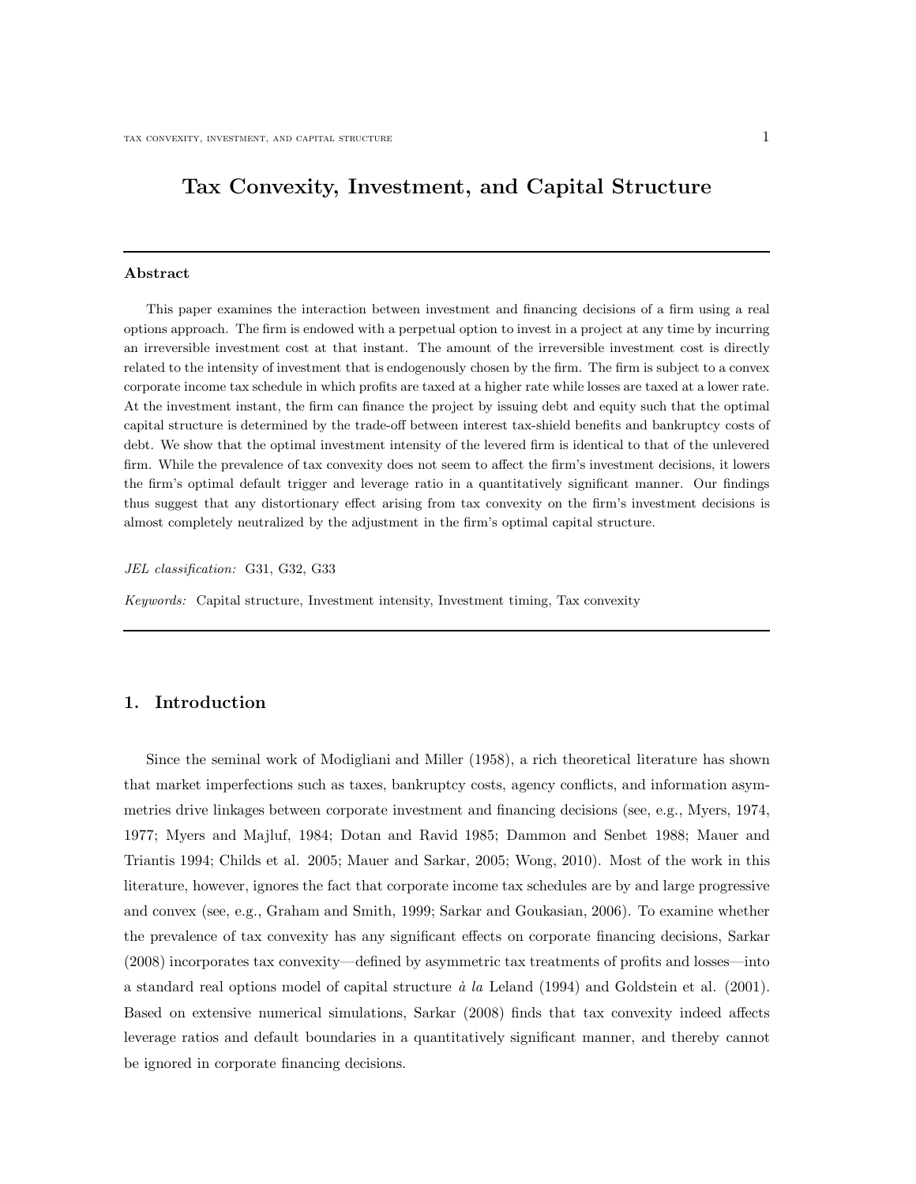# Tax Convexity, Investment, and Capital Structure

---

**Abstract**

This paper examines the interaction between investment and financing decisions of a firm using a real options approach. The firm is endowed with a perpetual option to invest in a project at any time by incurring an irreversible investment cost at that instant. The amount of the irreversible investment cost is directly related to the intensity of investment that is endogenously chosen by the firm. The firm is subject to a convex corporate income tax schedule in which profits are taxed at a higher rate while losses are taxed at a lower rate. At the investment instant, the firm can finance the project by issuing debt and equity such that the optimal capital structure is determined by the trade-off between interest tax-shield benefits and bankruptcy costs of debt. We show that the optimal investment intensity of the levered firm is identical to that of the unlevered firm. While the prevalence of tax convexity does not seem to affect the firm's investment decisions, it lowers the firm's optimal default trigger and leverage ratio in a quantitatively significant manner. Our findings thus suggest that any distortionary effect arising from tax convexity on the firm's investment decisions is almost completely neutralized by the adjustment in the firm's optimal capital structure.

*JEL classification:* G31, G32, G33

*Keywords:* Capital structure, Investment intensity, Investment timing, Tax convexity

---

## 1. Introduction

Since the seminal work of Modigliani and Miller (1958), a rich theoretical literature has shown that market imperfections such as taxes, bankruptcy costs, agency conflicts, and information asymmetries drive linkages between corporate investment and financing decisions (see, e.g., Myers, 1974, 1977; Myers and Majluf, 1984; Dotan and Ravid 1985; Dammon and Senbet 1988; Mauer and Triantis 1994; Childs et al. 2005; Mauer and Sarkar, 2005; Wong, 2010). Most of the work in this literature, however, ignores the fact that corporate income tax schedules are by and large progressive and convex (see, e.g., Graham and Smith, 1999; Sarkar and Goukasian, 2006). To examine whether the prevalence of tax convexity has any significant effects on corporate financing decisions, Sarkar (2008) incorporates tax convexity—defined by asymmetric tax treatments of profits and losses—into a standard real options model of capital structure *à la* Leland (1994) and Goldstein et al. (2001). Based on extensive numerical simulations, Sarkar (2008) finds that tax convexity indeed affects leverage ratios and default boundaries in a quantitatively significant manner, and thereby cannot be ignored in corporate financing decisions.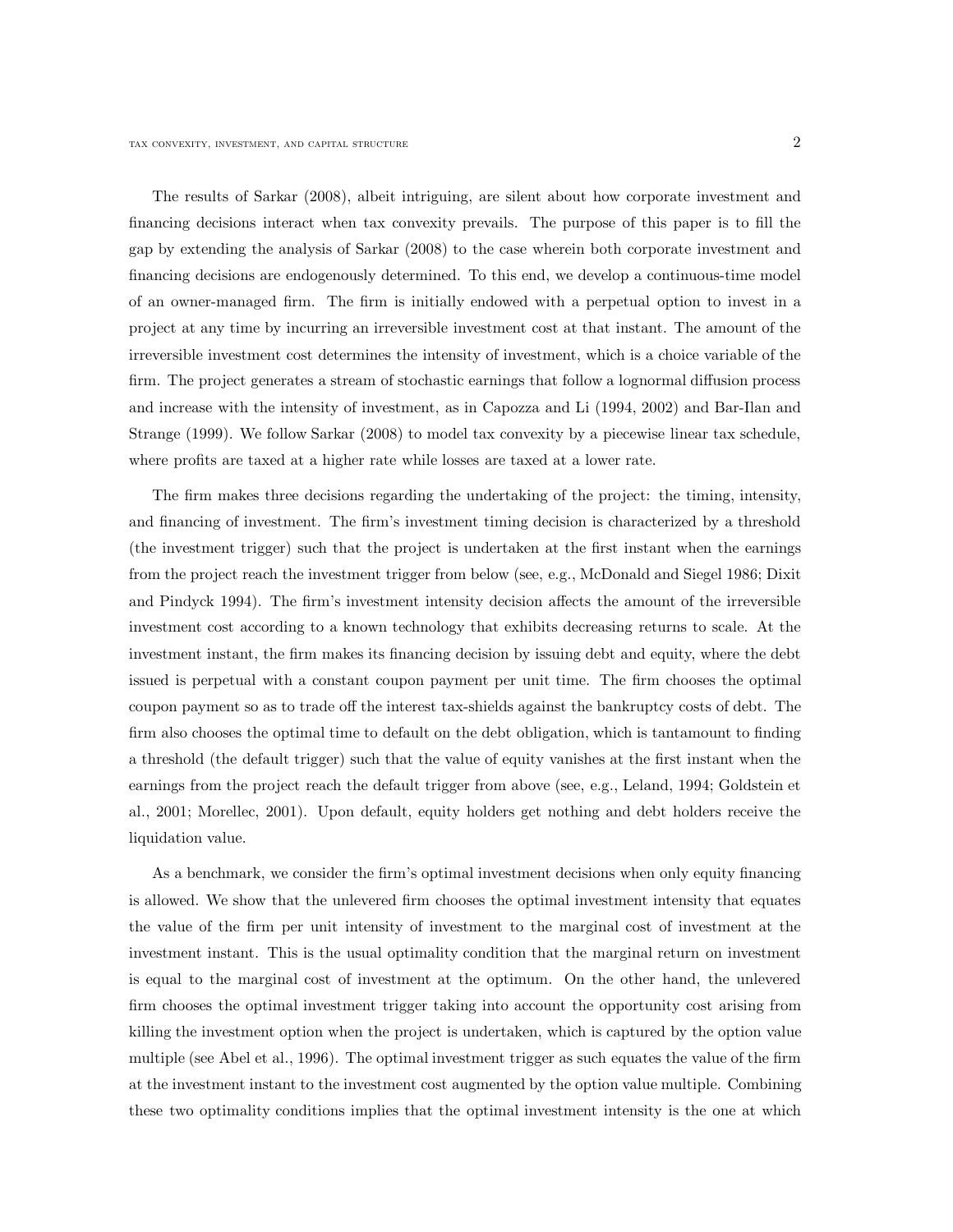The results of Sarkar (2008), albeit intriguing, are silent about how corporate investment and financing decisions interact when tax convexity prevails. The purpose of this paper is to fill the gap by extending the analysis of Sarkar (2008) to the case wherein both corporate investment and financing decisions are endogenously determined. To this end, we develop a continuous-time model of an owner-managed firm. The firm is initially endowed with a perpetual option to invest in a project at any time by incurring an irreversible investment cost at that instant. The amount of the irreversible investment cost determines the intensity of investment, which is a choice variable of the firm. The project generates a stream of stochastic earnings that follow a lognormal diffusion process and increase with the intensity of investment, as in Capozza and Li (1994, 2002) and Bar-Ilan and Strange (1999). We follow Sarkar (2008) to model tax convexity by a piecewise linear tax schedule, where profits are taxed at a higher rate while losses are taxed at a lower rate.

The firm makes three decisions regarding the undertaking of the project: the timing, intensity, and financing of investment. The firm's investment timing decision is characterized by a threshold (the investment trigger) such that the project is undertaken at the first instant when the earnings from the project reach the investment trigger from below (see, e.g., McDonald and Siegel 1986; Dixit and Pindyck 1994). The firm's investment intensity decision affects the amount of the irreversible investment cost according to a known technology that exhibits decreasing returns to scale. At the investment instant, the firm makes its financing decision by issuing debt and equity, where the debt issued is perpetual with a constant coupon payment per unit time. The firm chooses the optimal coupon payment so as to trade off the interest tax-shields against the bankruptcy costs of debt. The firm also chooses the optimal time to default on the debt obligation, which is tantamount to finding a threshold (the default trigger) such that the value of equity vanishes at the first instant when the earnings from the project reach the default trigger from above (see, e.g., Leland, 1994; Goldstein et al., 2001; Morellec, 2001). Upon default, equity holders get nothing and debt holders receive the liquidation value.

As a benchmark, we consider the firm's optimal investment decisions when only equity financing is allowed. We show that the unlevered firm chooses the optimal investment intensity that equates the value of the firm per unit intensity of investment to the marginal cost of investment at the investment instant. This is the usual optimality condition that the marginal return on investment is equal to the marginal cost of investment at the optimum. On the other hand, the unlevered firm chooses the optimal investment trigger taking into account the opportunity cost arising from killing the investment option when the project is undertaken, which is captured by the option value multiple (see Abel et al., 1996). The optimal investment trigger as such equates the value of the firm at the investment instant to the investment cost augmented by the option value multiple. Combining these two optimality conditions implies that the optimal investment intensity is the one at which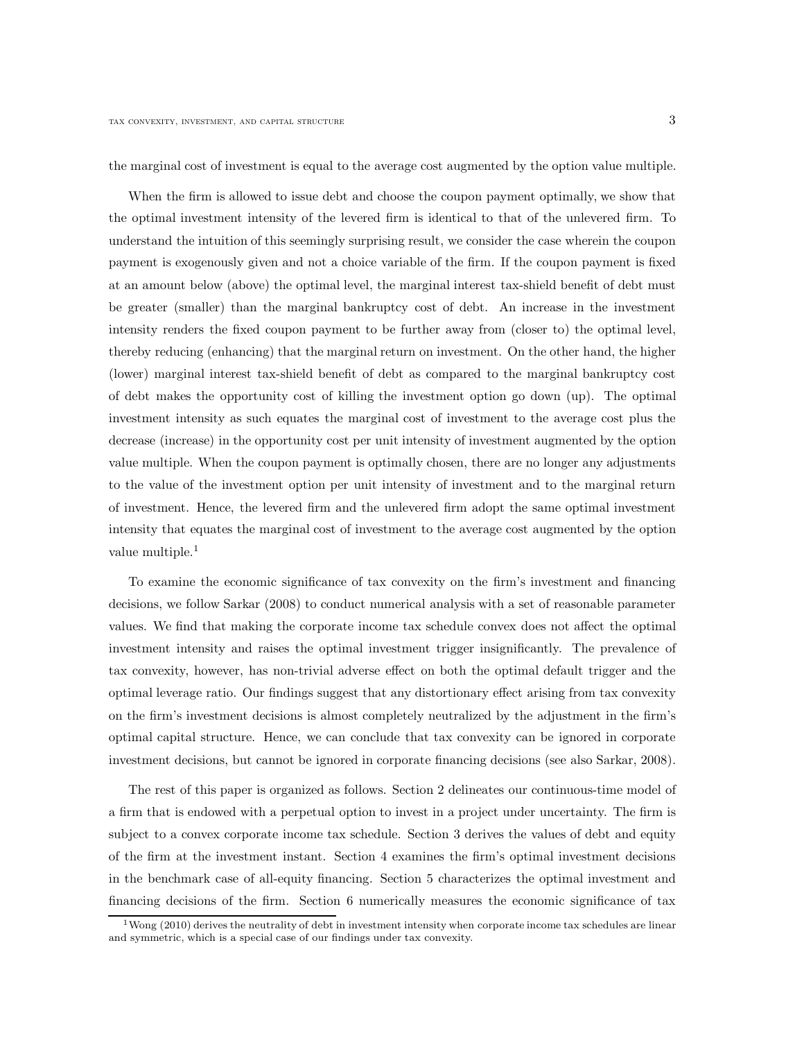the marginal cost of investment is equal to the average cost augmented by the option value multiple.

When the firm is allowed to issue debt and choose the coupon payment optimally, we show that the optimal investment intensity of the levered firm is identical to that of the unlevered firm. To understand the intuition of this seemingly surprising result, we consider the case wherein the coupon payment is exogenously given and not a choice variable of the firm. If the coupon payment is fixed at an amount below (above) the optimal level, the marginal interest tax-shield benefit of debt must be greater (smaller) than the marginal bankruptcy cost of debt. An increase in the investment intensity renders the fixed coupon payment to be further away from (closer to) the optimal level, thereby reducing (enhancing) that the marginal return on investment. On the other hand, the higher (lower) marginal interest tax-shield benefit of debt as compared to the marginal bankruptcy cost of debt makes the opportunity cost of killing the investment option go down (up). The optimal investment intensity as such equates the marginal cost of investment to the average cost plus the decrease (increase) in the opportunity cost per unit intensity of investment augmented by the option value multiple. When the coupon payment is optimally chosen, there are no longer any adjustments to the value of the investment option per unit intensity of investment and to the marginal return of investment. Hence, the levered firm and the unlevered firm adopt the same optimal investment intensity that equates the marginal cost of investment to the average cost augmented by the option value multiple.[1]

To examine the economic significance of tax convexity on the firm's investment and financing decisions, we follow Sarkar (2008) to conduct numerical analysis with a set of reasonable parameter values. We find that making the corporate income tax schedule convex does not affect the optimal investment intensity and raises the optimal investment trigger insignificantly. The prevalence of tax convexity, however, has non-trivial adverse effect on both the optimal default trigger and the optimal leverage ratio. Our findings suggest that any distortionary effect arising from tax convexity on the firm's investment decisions is almost completely neutralized by the adjustment in the firm's optimal capital structure. Hence, we can conclude that tax convexity can be ignored in corporate investment decisions, but cannot be ignored in corporate financing decisions (see also Sarkar, 2008).

The rest of this paper is organized as follows. Section 2 delineates our continuous-time model of a firm that is endowed with a perpetual option to invest in a project under uncertainty. The firm is subject to a convex corporate income tax schedule. Section 3 derives the values of debt and equity of the firm at the investment instant. Section 4 examines the firm's optimal investment decisions in the benchmark case of all-equity financing. Section 5 characterizes the optimal investment and financing decisions of the firm. Section 6 numerically measures the economic significance of tax

[1] Wong (2010) derives the neutrality of debt in investment intensity when corporate income tax schedules are linear and symmetric, which is a special case of our findings under tax convexity.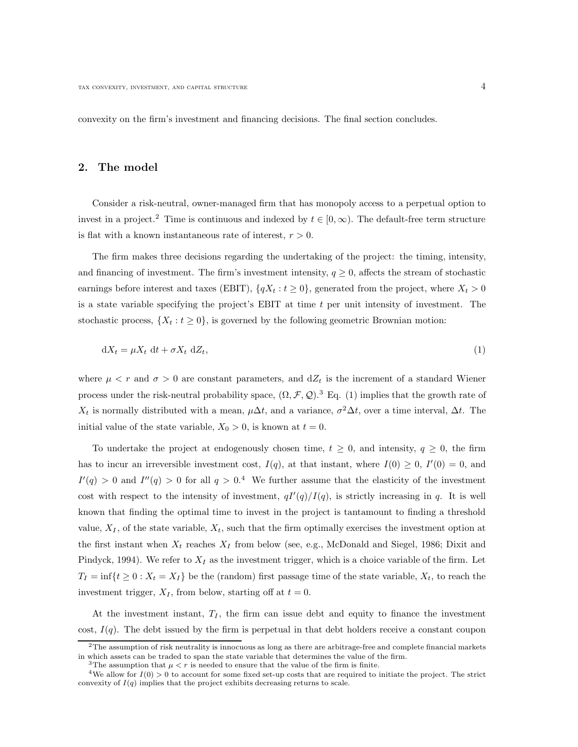convexity on the firm's investment and financing decisions. The final section concludes.

## 2. The model

Consider a risk-neutral, owner-managed firm that has monopoly access to a perpetual option to invest in a project.[2] Time is continuous and indexed by $t \in [0, \infty)$. The default-free term structure is flat with a known instantaneous rate of interest, $r > 0$.

The firm makes three decisions regarding the undertaking of the project: the timing, intensity, and financing of investment. The firm's investment intensity, $q \geq 0$, affects the stream of stochastic earnings before interest and taxes (EBIT), $\{qX_t : t \geq 0\}$, generated from the project, where $X_t > 0$ is a state variable specifying the project's EBIT at time $t$ per unit intensity of investment. The stochastic process, $\{X_t : t \geq 0\}$, is governed by the following geometric Brownian motion:

$$\mathrm{d}X_t = \mu X_t \ \mathrm{d}t + \sigma X_t \ \mathrm{d}Z_t, \tag{1}$$

where $\mu < r$ and $\sigma > 0$ are constant parameters, and $\mathrm{d}Z_t$ is the increment of a standard Wiener process under the risk-neutral probability space, $(\Omega, \mathcal{F}, \mathcal{Q})$.[3] Eq. (1) implies that the growth rate of $X_t$ is normally distributed with a mean, $\mu \Delta t$, and a variance, $\sigma^2 \Delta t$, over a time interval, $\Delta t$. The initial value of the state variable, $X_0 > 0$, is known at $t = 0$.

To undertake the project at endogenously chosen time, $t \geq 0$, and intensity, $q \geq 0$, the firm has to incur an irreversible investment cost, $I(q)$, at that instant, where $I(0) \geq 0$, $I'(0) = 0$, and $I'(q) > 0$ and $I''(q) > 0$ for all $q > 0$.[4] We further assume that the elasticity of the investment cost with respect to the intensity of investment, $qI'(q)/I(q)$, is strictly increasing in $q$. It is well known that finding the optimal time to invest in the project is tantamount to finding a threshold value, $X_I$, of the state variable, $X_t$, such that the firm optimally exercises the investment option at the first instant when $X_t$ reaches $X_I$ from below (see, e.g., McDonald and Siegel, 1986; Dixit and Pindyck, 1994). We refer to $X_I$ as the investment trigger, which is a choice variable of the firm. Let $T_I = \inf\{t \geq 0 : X_t = X_I\}$ be the (random) first passage time of the state variable, $X_t$, to reach the investment trigger, $X_I$, from below, starting off at $t = 0$.

At the investment instant, $T_I$, the firm can issue debt and equity to finance the investment cost, $I(q)$. The debt issued by the firm is perpetual in that debt holders receive a constant coupon

---

[2] The assumption of risk neutrality is innocuous as long as there are arbitrage-free and complete financial markets in which assets can be traded to span the state variable that determines the value of the firm.

[3] The assumption that $\mu < r$ is needed to ensure that the value of the firm is finite.

[4] We allow for $I(0) > 0$ to account for some fixed set-up costs that are required to initiate the project. The strict convexity of $I(q)$ implies that the project exhibits decreasing returns to scale.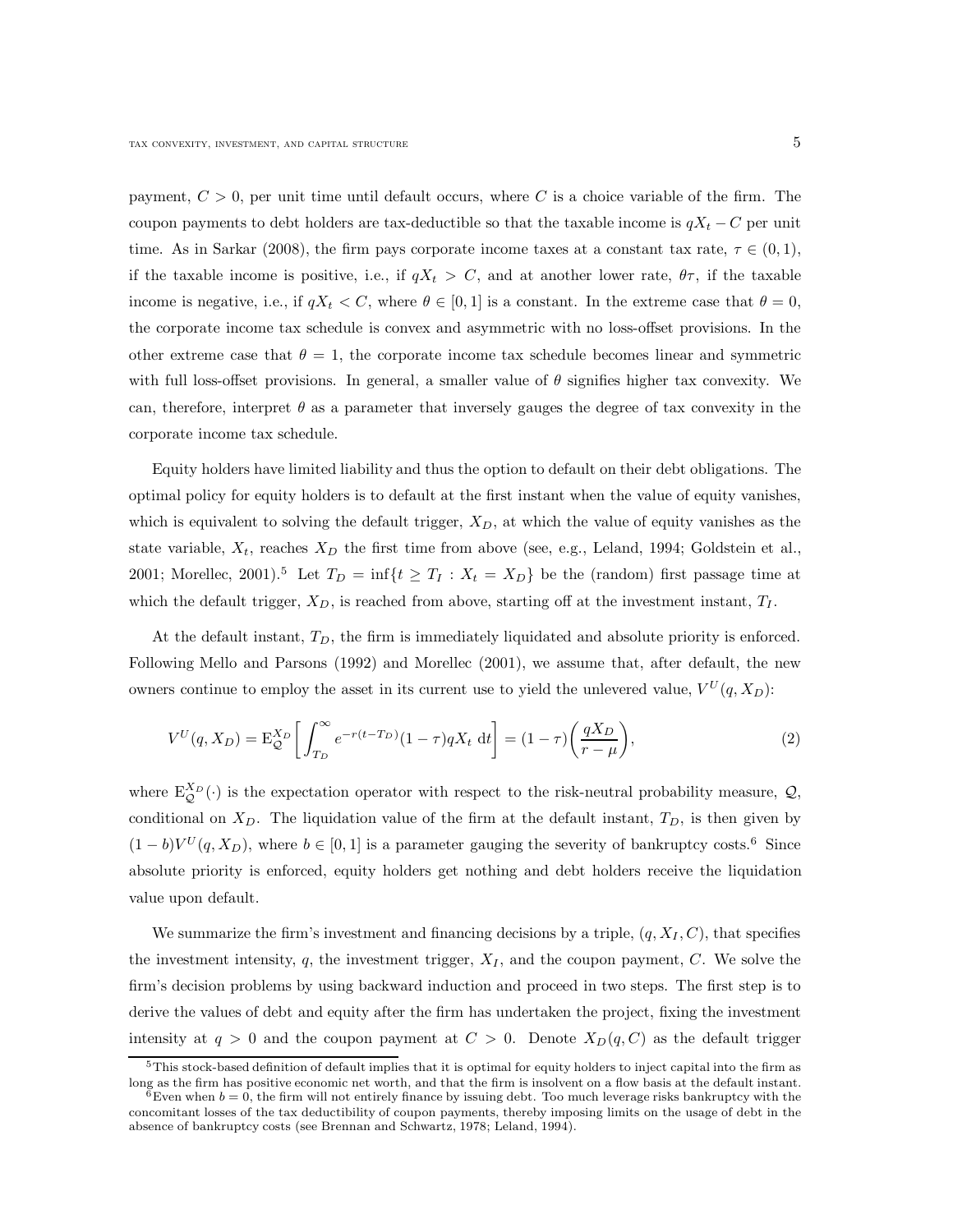payment, $C > 0$, per unit time until default occurs, where $C$ is a choice variable of the firm. The coupon payments to debt holders are tax-deductible so that the taxable income is $qX_t - C$ per unit time. As in Sarkar (2008), the firm pays corporate income taxes at a constant tax rate, $\tau \in (0, 1)$, if the taxable income is positive, i.e., if $qX_t > C$, and at another lower rate, $\theta\tau$, if the taxable income is negative, i.e., if $qX_t < C$, where $\theta \in [0, 1]$ is a constant. In the extreme case that $\theta = 0$, the corporate income tax schedule is convex and asymmetric with no loss-offset provisions. In the other extreme case that $\theta = 1$, the corporate income tax schedule becomes linear and symmetric with full loss-offset provisions. In general, a smaller value of $\theta$ signifies higher tax convexity. We can, therefore, interpret $\theta$ as a parameter that inversely gauges the degree of tax convexity in the corporate income tax schedule.

Equity holders have limited liability and thus the option to default on their debt obligations. The optimal policy for equity holders is to default at the first instant when the value of equity vanishes, which is equivalent to solving the default trigger, $X_D$, at which the value of equity vanishes as the state variable, $X_t$, reaches $X_D$ the first time from above (see, e.g., Leland, 1994; Goldstein et al., 2001; Morellec, 2001).[5] Let $T_D = \inf\{t \geq T_I : X_t = X_D\}$ be the (random) first passage time at which the default trigger, $X_D$, is reached from above, starting off at the investment instant, $T_I$.

At the default instant, $T_D$, the firm is immediately liquidated and absolute priority is enforced. Following Mello and Parsons (1992) and Morellec (2001), we assume that, after default, the new owners continue to employ the asset in its current use to yield the unlevered value, $V^U(q, X_D)$:

$$V^U(q, X_D) = \mathrm{E}_{\mathcal{Q}}^{X_D}\bigg[\int_{T_D}^{\infty} e^{-r(t-T_D)}(1-\tau)qX_t \, \mathrm{d}t\bigg] = (1-\tau)\bigg(\frac{qX_D}{r-\mu}\bigg), \tag{2}$$

where $\mathrm{E}_{\mathcal{Q}}^{X_D}(\cdot)$ is the expectation operator with respect to the risk-neutral probability measure, $\mathcal{Q}$, conditional on $X_D$. The liquidation value of the firm at the default instant, $T_D$, is then given by $(1-b)V^U(q, X_D)$, where $b \in [0, 1]$ is a parameter gauging the severity of bankruptcy costs.[6] Since absolute priority is enforced, equity holders get nothing and debt holders receive the liquidation value upon default.

We summarize the firm's investment and financing decisions by a triple, $(q, X_I, C)$, that specifies the investment intensity, $q$, the investment trigger, $X_I$, and the coupon payment, $C$. We solve the firm's decision problems by using backward induction and proceed in two steps. The first step is to derive the values of debt and equity after the firm has undertaken the project, fixing the investment intensity at $q > 0$ and the coupon payment at $C > 0$. Denote $X_D(q, C)$ as the default trigger

[5] This stock-based definition of default implies that it is optimal for equity holders to inject capital into the firm as long as the firm has positive economic net worth, and that the firm is insolvent on a flow basis at the default instant.

[6] Even when $b = 0$, the firm will not entirely finance by issuing debt. Too much leverage risks bankruptcy with the concomitant losses of the tax deductibility of coupon payments, thereby imposing limits on the usage of debt in the absence of bankruptcy costs (see Brennan and Schwartz, 1978; Leland, 1994).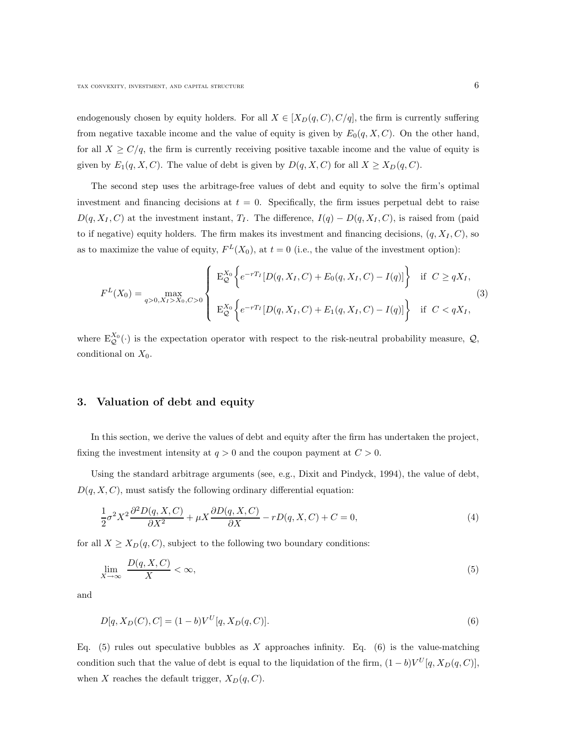endogenously chosen by equity holders. For all $X \in [X_D(q,C), C/q]$, the firm is currently suffering from negative taxable income and the value of equity is given by $E_0(q,X,C)$. On the other hand, for all $X \geq C/q$, the firm is currently receiving positive taxable income and the value of equity is given by $E_1(q,X,C)$. The value of debt is given by $D(q,X,C)$ for all $X \geq X_D(q,C)$.

The second step uses the arbitrage-free values of debt and equity to solve the firm's optimal investment and financing decisions at $t = 0$. Specifically, the firm issues perpetual debt to raise $D(q, X_I, C)$ at the investment instant, $T_I$. The difference, $I(q) - D(q, X_I, C)$, is raised from (paid to if negative) equity holders. The firm makes its investment and financing decisions, $(q, X_I, C)$, so as to maximize the value of equity, $F^L(X_0)$, at $t = 0$ (i.e., the value of the investment option):

$$F^L(X_0) = \max_{q>0, X_I > X_0, C>0} \begin{cases} \mathrm{E}_{\mathcal{Q}}^{X_0}\left\{ e^{-rT_I}[D(q,X_I,C) + E_0(q,X_I,C) - I(q)] \right\} & \text{if } C \geq qX_I, \\[2ex] \mathrm{E}_{\mathcal{Q}}^{X_0}\left\{ e^{-rT_I}[D(q,X_I,C) + E_1(q,X_I,C) - I(q)] \right\} & \text{if } C < qX_I, \end{cases} \tag{3}$$

where $\mathrm{E}_{\mathcal{Q}}^{X_0}(\cdot)$ is the expectation operator with respect to the risk-neutral probability measure, $\mathcal{Q}$, conditional on $X_0$.

## 3. Valuation of debt and equity

In this section, we derive the values of debt and equity after the firm has undertaken the project, fixing the investment intensity at $q > 0$ and the coupon payment at $C > 0$.

Using the standard arbitrage arguments (see, e.g., Dixit and Pindyck, 1994), the value of debt, $D(q,X,C)$, must satisfy the following ordinary differential equation:

$$\frac{1}{2}\sigma^2 X^2 \frac{\partial^2 D(q,X,C)}{\partial X^2} + \mu X \frac{\partial D(q,X,C)}{\partial X} - rD(q,X,C) + C = 0, \tag{4}$$

for all $X \geq X_D(q,C)$, subject to the following two boundary conditions:

$$\lim_{X \to \infty} \frac{D(q,X,C)}{X} < \infty, \tag{5}$$

and

$$D[q, X_D(C), C] = (1-b)V^U[q, X_D(q,C)]. \tag{6}$$

Eq. (5) rules out speculative bubbles as $X$ approaches infinity. Eq. (6) is the value-matching condition such that the value of debt is equal to the liquidation of the firm, $(1-b)V^U[q, X_D(q,C)]$, when $X$ reaches the default trigger, $X_D(q,C)$.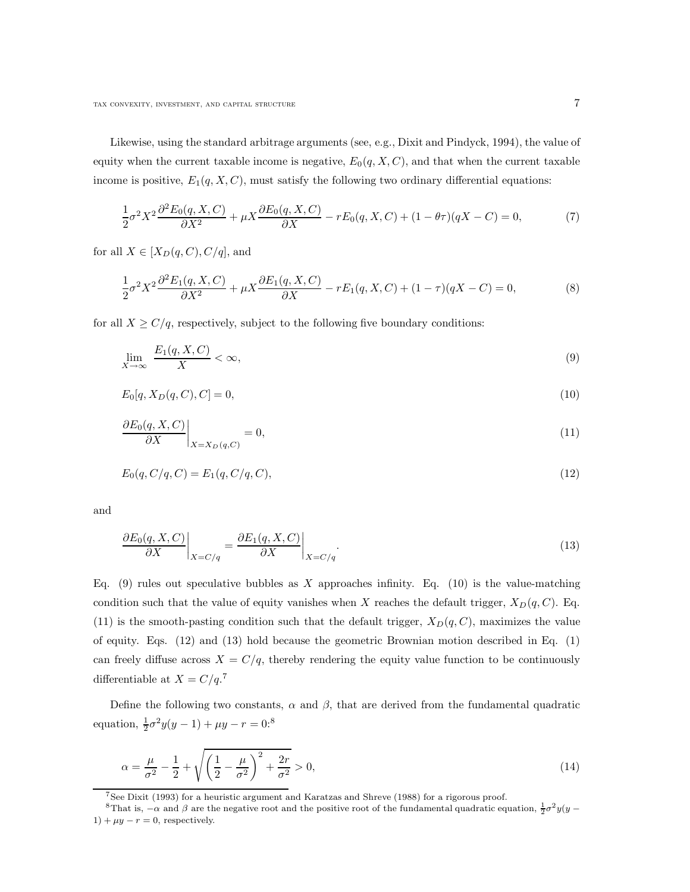Likewise, using the standard arbitrage arguments (see, e.g., Dixit and Pindyck, 1994), the value of equity when the current taxable income is negative, $E_0(q, X, C)$, and that when the current taxable income is positive, $E_1(q, X, C)$, must satisfy the following two ordinary differential equations:

$$\frac{1}{2}\sigma^2 X^2 \frac{\partial^2 E_0(q,X,C)}{\partial X^2} + \mu X \frac{\partial E_0(q,X,C)}{\partial X} - rE_0(q,X,C) + (1-\theta\tau)(qX - C) = 0, \tag{7}$$

for all $X \in [X_D(q, C), C/q]$, and

$$\frac{1}{2}\sigma^2 X^2 \frac{\partial^2 E_1(q,X,C)}{\partial X^2} + \mu X \frac{\partial E_1(q,X,C)}{\partial X} - rE_1(q,X,C) + (1-\tau)(qX - C) = 0, \tag{8}$$

for all $X \geq C/q$, respectively, subject to the following five boundary conditions:

$$\lim_{X\to\infty} \frac{E_1(q,X,C)}{X} < \infty, \tag{9}$$

$$E_0[q, X_D(q,C), C] = 0, \tag{10}$$

$$\left.\frac{\partial E_0(q,X,C)}{\partial X}\right|_{X=X_D(q,C)} = 0, \tag{11}$$

$$E_0(q, C/q, C) = E_1(q, C/q, C), \tag{12}$$

and

$$\left.\frac{\partial E_0(q,X,C)}{\partial X}\right|_{X=C/q} = \left.\frac{\partial E_1(q,X,C)}{\partial X}\right|_{X=C/q}. \tag{13}$$

Eq. (9) rules out speculative bubbles as $X$ approaches infinity. Eq. (10) is the value-matching condition such that the value of equity vanishes when $X$ reaches the default trigger, $X_D(q, C)$. Eq. (11) is the smooth-pasting condition such that the default trigger, $X_D(q, C)$, maximizes the value of equity. Eqs. (12) and (13) hold because the geometric Brownian motion described in Eq. (1) can freely diffuse across $X = C/q$, thereby rendering the equity value function to be continuously differentiable at $X = C/q$.[7]

Define the following two constants, $\alpha$ and $\beta$, that are derived from the fundamental quadratic equation, $\frac{1}{2}\sigma^2 y(y-1) + \mu y - r = 0$:[8]

$$\alpha = \frac{\mu}{\sigma^2} - \frac{1}{2} + \sqrt{\left(\frac{1}{2} - \frac{\mu}{\sigma^2}\right)^2 + \frac{2r}{\sigma^2}} > 0, \tag{14}$$

[7] See Dixit (1993) for a heuristic argument and Karatzas and Shreve (1988) for a rigorous proof.

[8] That is, $-\alpha$ and $\beta$ are the negative root and the positive root of the fundamental quadratic equation, $\frac{1}{2}\sigma^2 y(y-1) + \mu y - r = 0$, respectively.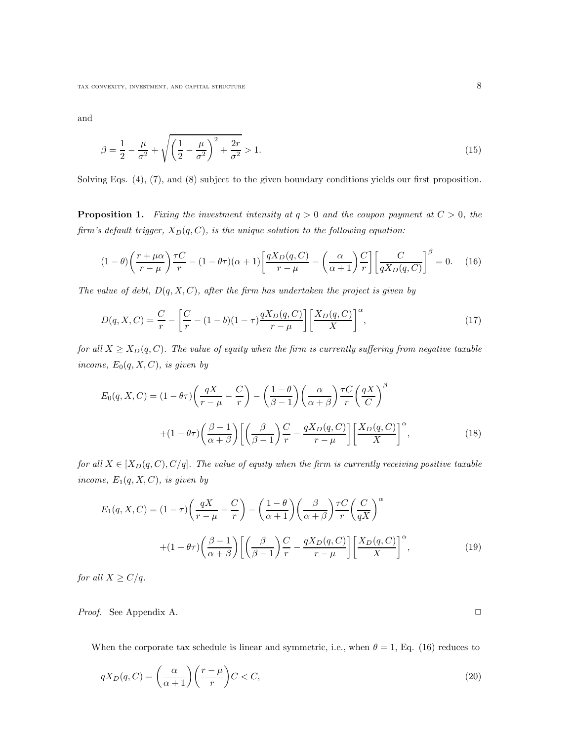and

$$\beta = \frac{1}{2} - \frac{\mu}{\sigma^2} + \sqrt{\left(\frac{1}{2} - \frac{\mu}{\sigma^2}\right)^2 + \frac{2r}{\sigma^2}} > 1. \tag{15}$$

Solving Eqs. (4), (7), and (8) subject to the given boundary conditions yields our first proposition.

**Proposition 1.** *Fixing the investment intensity at $q > 0$ and the coupon payment at $C > 0$, the firm's default trigger, $X_D(q, C)$, is the unique solution to the following equation:*

$$(1-\theta)\left(\frac{r+\mu\alpha}{r-\mu}\right)\frac{\tau C}{r} - (1-\theta\tau)(\alpha+1)\left[\frac{qX_D(q,C)}{r-\mu} - \left(\frac{\alpha}{\alpha+1}\right)\frac{C}{r}\right]\left[\frac{C}{qX_D(q,C)}\right]^{\beta} = 0. \tag{16}$$

*The value of debt, $D(q, X, C)$, after the firm has undertaken the project is given by*

$$D(q,X,C) = \frac{C}{r} - \left[\frac{C}{r} - (1-b)(1-\tau)\frac{qX_D(q,C)}{r-\mu}\right]\left[\frac{X_D(q,C)}{X}\right]^{\alpha}, \tag{17}$$

*for all $X \geq X_D(q, C)$. The value of equity when the firm is currently suffering from negative taxable income, $E_0(q, X, C)$, is given by*

$$\begin{aligned} E_0(q,X,C) = {} & (1-\theta\tau)\left(\frac{qX}{r-\mu} - \frac{C}{r}\right) - \left(\frac{1-\theta}{\beta-1}\right)\left(\frac{\alpha}{\alpha+\beta}\right)\frac{\tau C}{r}\left(\frac{qX}{C}\right)^{\beta} \\ & + (1-\theta\tau)\left(\frac{\beta-1}{\alpha+\beta}\right)\left[\left(\frac{\beta}{\beta-1}\right)\frac{C}{r} - \frac{qX_D(q,C)}{r-\mu}\right]\left[\frac{X_D(q,C)}{X}\right]^{\alpha}, \end{aligned} \tag{18}$$

*for all $X \in [X_D(q, C), C/q]$. The value of equity when the firm is currently receiving positive taxable income, $E_1(q, X, C)$, is given by*

$$\begin{aligned} E_1(q,X,C) = {} & (1-\tau)\left(\frac{qX}{r-\mu} - \frac{C}{r}\right) - \left(\frac{1-\theta}{\alpha+1}\right)\left(\frac{\beta}{\alpha+\beta}\right)\frac{\tau C}{r}\left(\frac{C}{qX}\right)^{\alpha} \\ & + (1-\theta\tau)\left(\frac{\beta-1}{\alpha+\beta}\right)\left[\left(\frac{\beta}{\beta-1}\right)\frac{C}{r} - \frac{qX_D(q,C)}{r-\mu}\right]\left[\frac{X_D(q,C)}{X}\right]^{\alpha}, \end{aligned} \tag{19}$$

*for all $X \geq C/q$.*

*Proof.* See Appendix A. □

When the corporate tax schedule is linear and symmetric, i.e., when $\theta = 1$, Eq. (16) reduces to

$$qX_D(q,C) = \left(\frac{\alpha}{\alpha+1}\right)\left(\frac{r-\mu}{r}\right)C < C, \tag{20}$$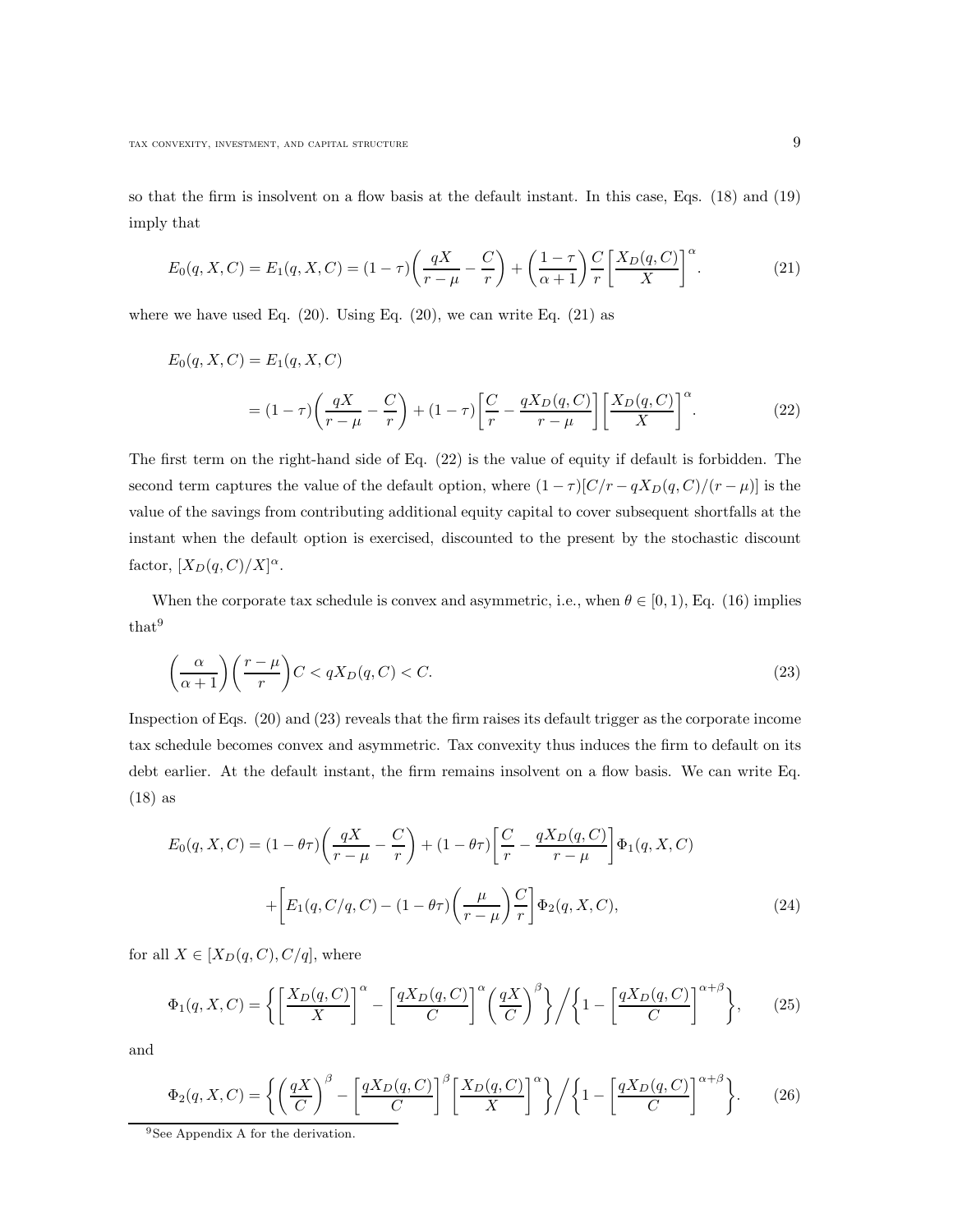so that the firm is insolvent on a flow basis at the default instant. In this case, Eqs. (18) and (19) imply that

$$E_0(q, X, C) = E_1(q, X, C) = (1-\tau)\left(\frac{qX}{r-\mu} - \frac{C}{r}\right) + \left(\frac{1-\tau}{\alpha+1}\right)\frac{C}{r}\left[\frac{X_D(q, C)}{X}\right]^{\alpha}. \tag{21}$$

where we have used Eq. (20). Using Eq. (20), we can write Eq. (21) as

$$\begin{aligned} E_0(q, X, C) &= E_1(q, X, C) \\ &= (1-\tau)\left(\frac{qX}{r-\mu} - \frac{C}{r}\right) + (1-\tau)\left[\frac{C}{r} - \frac{qX_D(q, C)}{r-\mu}\right]\left[\frac{X_D(q, C)}{X}\right]^{\alpha}. \end{aligned} \tag{22}$$

The first term on the right-hand side of Eq. (22) is the value of equity if default is forbidden. The second term captures the value of the default option, where $(1-\tau)[C/r - qX_D(q, C)/(r-\mu)]$ is the value of the savings from contributing additional equity capital to cover subsequent shortfalls at the instant when the default option is exercised, discounted to the present by the stochastic discount factor, $[X_D(q, C)/X]^{\alpha}$.

When the corporate tax schedule is convex and asymmetric, i.e., when $\theta \in [0, 1)$, Eq. (16) implies that[9]

$$\left(\frac{\alpha}{\alpha+1}\right)\left(\frac{r-\mu}{r}\right)C < qX_D(q, C) < C. \tag{23}$$

Inspection of Eqs. (20) and (23) reveals that the firm raises its default trigger as the corporate income tax schedule becomes convex and asymmetric. Tax convexity thus induces the firm to default on its debt earlier. At the default instant, the firm remains insolvent on a flow basis. We can write Eq. (18) as

$$\begin{aligned} E_0(q, X, C) &= (1-\theta\tau)\left(\frac{qX}{r-\mu} - \frac{C}{r}\right) + (1-\theta\tau)\left[\frac{C}{r} - \frac{qX_D(q, C)}{r-\mu}\right]\Phi_1(q, X, C) \\ &\quad + \left[E_1(q, C/q, C) - (1-\theta\tau)\left(\frac{\mu}{r-\mu}\right)\frac{C}{r}\right]\Phi_2(q, X, C), \end{aligned} \tag{24}$$

for all $X \in [X_D(q, C), C/q]$, where

$$\Phi_1(q, X, C) = \left\{\left[\frac{X_D(q, C)}{X}\right]^{\alpha} - \left[\frac{qX_D(q, C)}{C}\right]^{\alpha}\left(\frac{qX}{C}\right)^{\beta}\right\}\bigg/\left\{1 - \left[\frac{qX_D(q, C)}{C}\right]^{\alpha+\beta}\right\}, \tag{25}$$

and

$$\Phi_2(q, X, C) = \left\{\left(\frac{qX}{C}\right)^{\beta} - \left[\frac{qX_D(q, C)}{C}\right]^{\beta}\left[\frac{X_D(q, C)}{X}\right]^{\alpha}\right\}\bigg/\left\{1 - \left[\frac{qX_D(q, C)}{C}\right]^{\alpha+\beta}\right\}. \tag{26}$$

[9] See Appendix A for the derivation.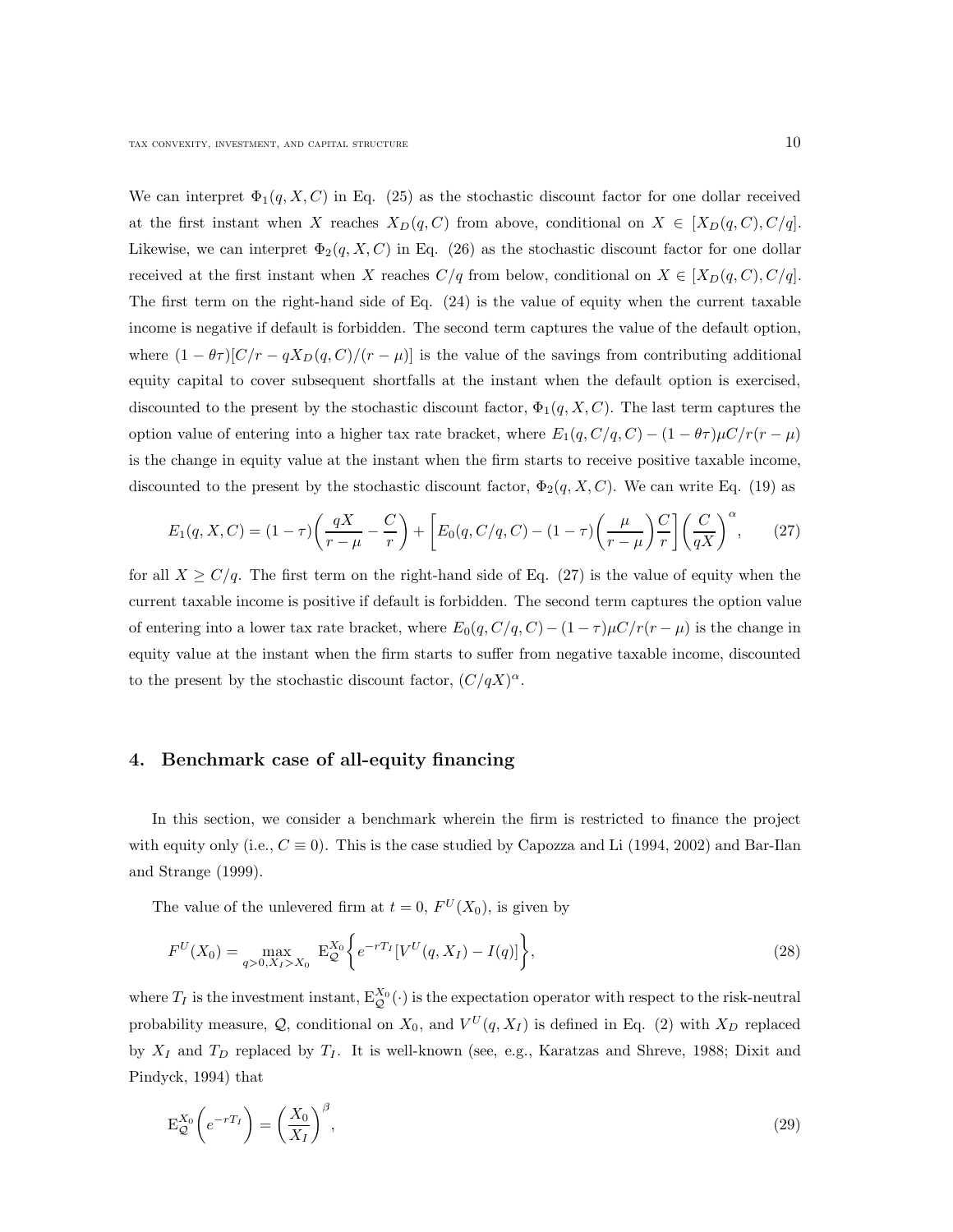We can interpret $\Phi_1(q, X, C)$ in Eq. (25) as the stochastic discount factor for one dollar received at the first instant when $X$ reaches $X_D(q, C)$ from above, conditional on $X \in [X_D(q, C), C/q]$. Likewise, we can interpret $\Phi_2(q, X, C)$ in Eq. (26) as the stochastic discount factor for one dollar received at the first instant when $X$ reaches $C/q$ from below, conditional on $X \in [X_D(q, C), C/q]$. The first term on the right-hand side of Eq. (24) is the value of equity when the current taxable income is negative if default is forbidden. The second term captures the value of the default option, where $(1 - \theta\tau)[C/r - qX_D(q, C)/(r - \mu)]$ is the value of the savings from contributing additional equity capital to cover subsequent shortfalls at the instant when the default option is exercised, discounted to the present by the stochastic discount factor, $\Phi_1(q, X, C)$. The last term captures the option value of entering into a higher tax rate bracket, where $E_1(q, C/q, C) - (1 - \theta\tau)\mu C/r(r - \mu)$ is the change in equity value at the instant when the firm starts to receive positive taxable income, discounted to the present by the stochastic discount factor, $\Phi_2(q, X, C)$. We can write Eq. (19) as

$$E_1(q, X, C) = (1 - \tau)\left(\frac{qX}{r - \mu} - \frac{C}{r}\right) + \left[E_0(q, C/q, C) - (1 - \tau)\left(\frac{\mu}{r - \mu}\right)\frac{C}{r}\right]\left(\frac{C}{qX}\right)^{\alpha}, \qquad (27)$$

for all $X \geq C/q$. The first term on the right-hand side of Eq. (27) is the value of equity when the current taxable income is positive if default is forbidden. The second term captures the option value of entering into a lower tax rate bracket, where $E_0(q, C/q, C) - (1 - \tau)\mu C/r(r - \mu)$ is the change in equity value at the instant when the firm starts to suffer from negative taxable income, discounted to the present by the stochastic discount factor, $(C/qX)^{\alpha}$.

## 4. Benchmark case of all-equity financing

In this section, we consider a benchmark wherein the firm is restricted to finance the project with equity only (i.e., $C \equiv 0$). This is the case studied by Capozza and Li (1994, 2002) and Bar-Ilan and Strange (1999).

The value of the unlevered firm at $t = 0$, $F^U(X_0)$, is given by

$$F^U(X_0) = \max_{q>0, X_I > X_0} \mathrm{E}_{\mathcal{Q}}^{X_0}\left\{e^{-rT_I}[V^U(q, X_I) - I(q)]\right\}, \qquad (28)$$

where $T_I$ is the investment instant, $\mathrm{E}_{\mathcal{Q}}^{X_0}(\cdot)$ is the expectation operator with respect to the risk-neutral probability measure, $\mathcal{Q}$, conditional on $X_0$, and $V^U(q, X_I)$ is defined in Eq. (2) with $X_D$ replaced by $X_I$ and $T_D$ replaced by $T_I$. It is well-known (see, e.g., Karatzas and Shreve, 1988; Dixit and Pindyck, 1994) that

$$\mathrm{E}_{\mathcal{Q}}^{X_0}\left(e^{-rT_I}\right) = \left(\frac{X_0}{X_I}\right)^{\beta}, \qquad (29)$$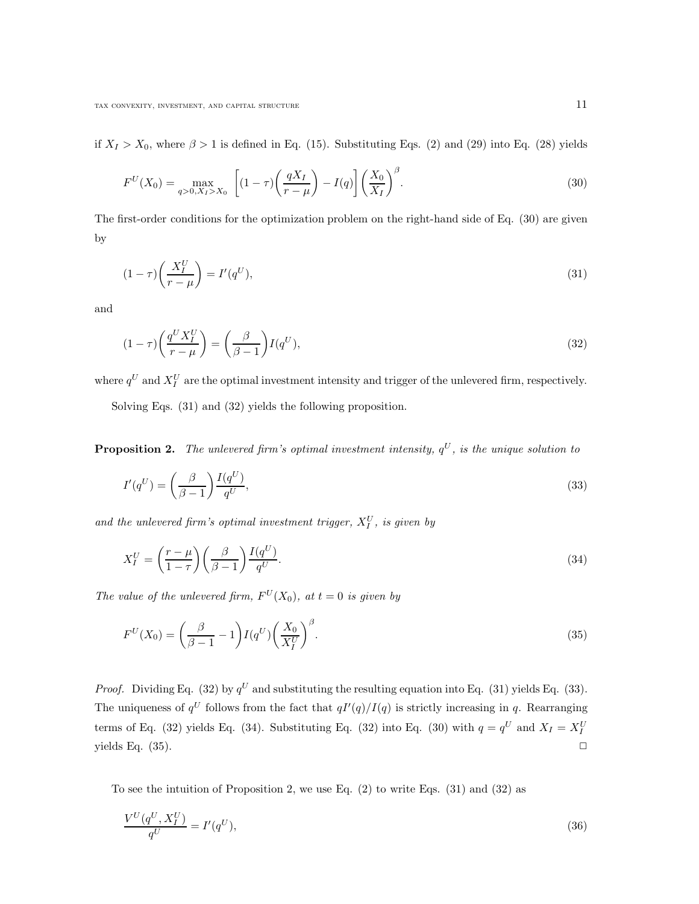if $X_I > X_0$, where $\beta > 1$ is defined in Eq. (15). Substituting Eqs. (2) and (29) into Eq. (28) yields

$$F^U(X_0) = \max_{q>0, X_I>X_0} \left[ (1-\tau)\left(\frac{qX_I}{r-\mu}\right) - I(q) \right] \left(\frac{X_0}{X_I}\right)^{\beta}. \tag{30}$$

The first-order conditions for the optimization problem on the right-hand side of Eq. (30) are given by

$$(1-\tau)\left(\frac{X_I^U}{r-\mu}\right) = I'(q^U), \tag{31}$$

and

$$(1-\tau)\left(\frac{q^U X_I^U}{r-\mu}\right) = \left(\frac{\beta}{\beta-1}\right) I(q^U), \tag{32}$$

where $q^U$ and $X_I^U$ are the optimal investment intensity and trigger of the unlevered firm, respectively.

Solving Eqs. (31) and (32) yields the following proposition.

**Proposition 2.** *The unlevered firm's optimal investment intensity, $q^U$, is the unique solution to*

$$I'(q^U) = \left(\frac{\beta}{\beta-1}\right)\frac{I(q^U)}{q^U}, \tag{33}$$

*and the unlevered firm's optimal investment trigger, $X_I^U$, is given by*

$$X_I^U = \left(\frac{r-\mu}{1-\tau}\right)\left(\frac{\beta}{\beta-1}\right)\frac{I(q^U)}{q^U}. \tag{34}$$

*The value of the unlevered firm, $F^U(X_0)$, at $t = 0$ is given by*

$$F^U(X_0) = \left(\frac{\beta}{\beta-1} - 1\right) I(q^U)\left(\frac{X_0}{X_I^U}\right)^{\beta}. \tag{35}$$

*Proof.* Dividing Eq. (32) by $q^U$ and substituting the resulting equation into Eq. (31) yields Eq. (33). The uniqueness of $q^U$ follows from the fact that $qI'(q)/I(q)$ is strictly increasing in $q$. Rearranging terms of Eq. (32) yields Eq. (34). Substituting Eq. (32) into Eq. (30) with $q = q^U$ and $X_I = X_I^U$ yields Eq. (35). $\square$

To see the intuition of Proposition 2, we use Eq. (2) to write Eqs. (31) and (32) as

$$\frac{V^U(q^U, X_I^U)}{q^U} = I'(q^U), \tag{36}$$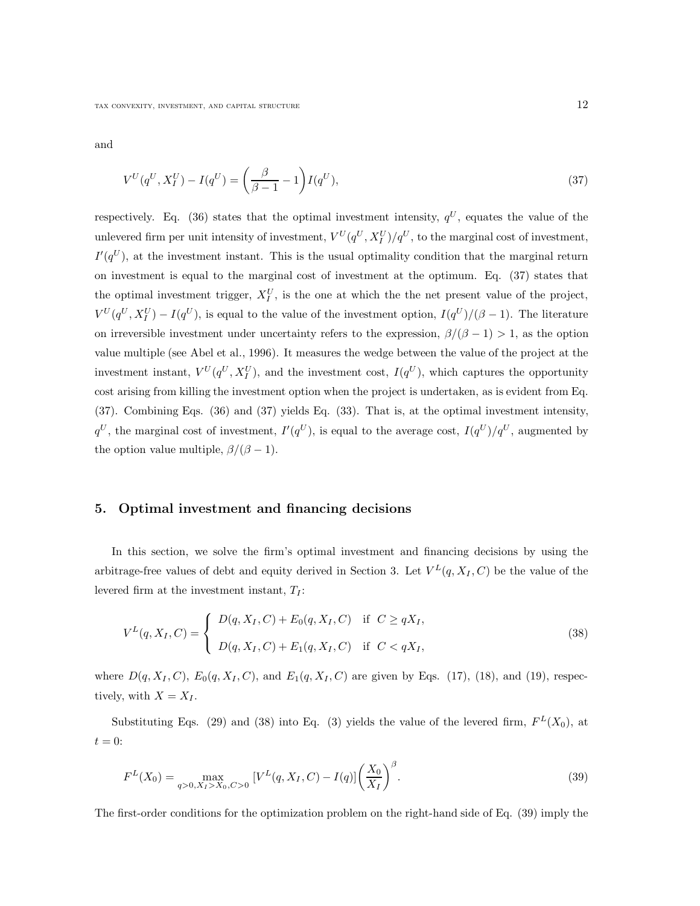and

$$V^U(q^U, X_I^U) - I(q^U) = \left(\frac{\beta}{\beta - 1} - 1\right) I(q^U), \tag{37}$$

respectively. Eq. (36) states that the optimal investment intensity, $q^U$, equates the value of the unlevered firm per unit intensity of investment, $V^U(q^U, X_I^U)/q^U$, to the marginal cost of investment, $I'(q^U)$, at the investment instant. This is the usual optimality condition that the marginal return on investment is equal to the marginal cost of investment at the optimum. Eq. (37) states that the optimal investment trigger, $X_I^U$, is the one at which the the net present value of the project, $V^U(q^U, X_I^U) - I(q^U)$, is equal to the value of the investment option, $I(q^U)/(\beta - 1)$. The literature on irreversible investment under uncertainty refers to the expression, $\beta/(\beta - 1) > 1$, as the option value multiple (see Abel et al., 1996). It measures the wedge between the value of the project at the investment instant, $V^U(q^U, X_I^U)$, and the investment cost, $I(q^U)$, which captures the opportunity cost arising from killing the investment option when the project is undertaken, as is evident from Eq. (37). Combining Eqs. (36) and (37) yields Eq. (33). That is, at the optimal investment intensity, $q^U$, the marginal cost of investment, $I'(q^U)$, is equal to the average cost, $I(q^U)/q^U$, augmented by the option value multiple, $\beta/(\beta - 1)$.

## 5. Optimal investment and financing decisions

In this section, we solve the firm's optimal investment and financing decisions by using the arbitrage-free values of debt and equity derived in Section 3. Let $V^L(q, X_I, C)$ be the value of the levered firm at the investment instant, $T_I$:

$$V^L(q, X_I, C) = \begin{cases} D(q, X_I, C) + E_0(q, X_I, C) & \text{if } C \geq qX_I, \\ D(q, X_I, C) + E_1(q, X_I, C) & \text{if } C < qX_I, \end{cases} \tag{38}$$

where $D(q, X_I, C)$, $E_0(q, X_I, C)$, and $E_1(q, X_I, C)$ are given by Eqs. (17), (18), and (19), respectively, with $X = X_I$.

Substituting Eqs. (29) and (38) into Eq. (3) yields the value of the levered firm, $F^L(X_0)$, at $t = 0$:

$$F^L(X_0) = \max_{q>0, X_I > X_0, C>0} [V^L(q, X_I, C) - I(q)] \left(\frac{X_0}{X_I}\right)^{\beta}. \tag{39}$$

The first-order conditions for the optimization problem on the right-hand side of Eq. (39) imply the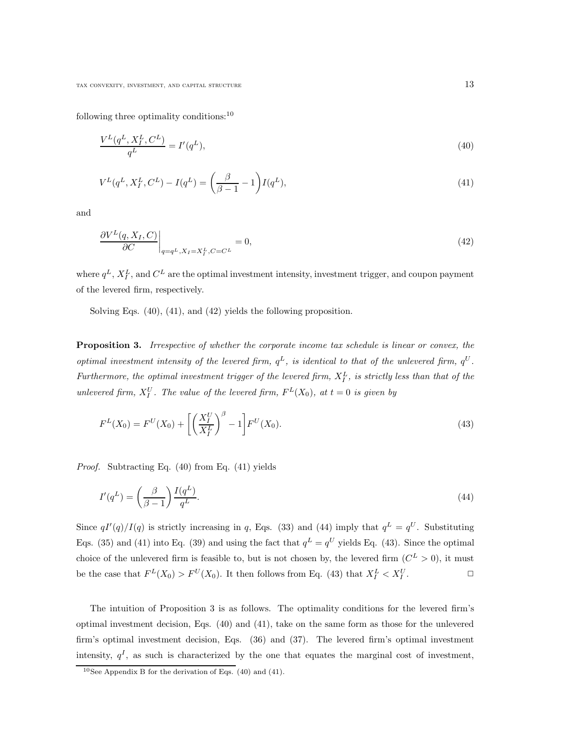following three optimality conditions:[10]

$$\frac{V^L(q^L, X_I^L, C^L)}{q^L} = I'(q^L), \tag{40}$$

$$V^L(q^L, X_I^L, C^L) - I(q^L) = \left(\frac{\beta}{\beta - 1} - 1\right) I(q^L), \tag{41}$$

and

$$\left.\frac{\partial V^L(q, X_I, C)}{\partial C}\right|_{q=q^L, X_I = X_I^L, C = C^L} = 0, \tag{42}$$

where $q^L$, $X_I^L$, and $C^L$ are the optimal investment intensity, investment trigger, and coupon payment of the levered firm, respectively.

Solving Eqs. (40), (41), and (42) yields the following proposition.

**Proposition 3.** *Irrespective of whether the corporate income tax schedule is linear or convex, the optimal investment intensity of the levered firm, $q^L$, is identical to that of the unlevered firm, $q^U$. Furthermore, the optimal investment trigger of the levered firm, $X_I^L$, is strictly less than that of the unlevered firm, $X_I^U$. The value of the levered firm, $F^L(X_0)$, at $t = 0$ is given by*

$$F^L(X_0) = F^U(X_0) + \left[\left(\frac{X_I^U}{X_I^L}\right)^{\beta} - 1\right] F^U(X_0). \tag{43}$$

*Proof.* Subtracting Eq. (40) from Eq. (41) yields

$$I'(q^L) = \left(\frac{\beta}{\beta - 1}\right) \frac{I(q^L)}{q^L}. \tag{44}$$

Since $qI'(q)/I(q)$ is strictly increasing in $q$, Eqs. (33) and (44) imply that $q^L = q^U$. Substituting Eqs. (35) and (41) into Eq. (39) and using the fact that $q^L = q^U$ yields Eq. (43). Since the optimal choice of the unlevered firm is feasible to, but is not chosen by, the levered firm ($C^L > 0$), it must be the case that $F^L(X_0) > F^U(X_0)$. It then follows from Eq. (43) that $X_I^L < X_I^U$. □

The intuition of Proposition 3 is as follows. The optimality conditions for the levered firm's optimal investment decision, Eqs. (40) and (41), take on the same form as those for the unlevered firm's optimal investment decision, Eqs. (36) and (37). The levered firm's optimal investment intensity, $q^I$, as such is characterized by the one that equates the marginal cost of investment,

[10]See Appendix B for the derivation of Eqs. (40) and (41).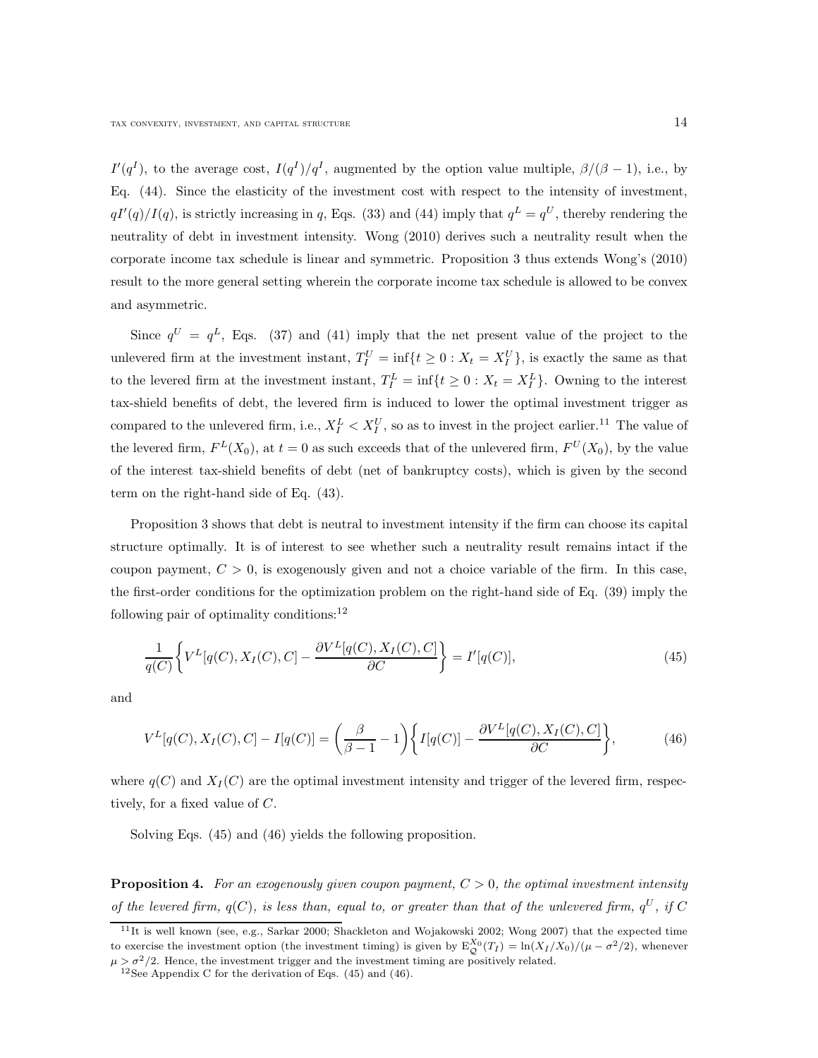$I'(q^I)$, to the average cost, $I(q^I)/q^I$, augmented by the option value multiple, $\beta/(\beta-1)$, i.e., by Eq. (44). Since the elasticity of the investment cost with respect to the intensity of investment, $qI'(q)/I(q)$, is strictly increasing in $q$, Eqs. (33) and (44) imply that $q^L = q^U$, thereby rendering the neutrality of debt in investment intensity. Wong (2010) derives such a neutrality result when the corporate income tax schedule is linear and symmetric. Proposition 3 thus extends Wong's (2010) result to the more general setting wherein the corporate income tax schedule is allowed to be convex and asymmetric.

Since $q^U = q^L$, Eqs. (37) and (41) imply that the net present value of the project to the unlevered firm at the investment instant, $T_I^U = \inf\{t \geq 0 : X_t = X_I^U\}$, is exactly the same as that to the levered firm at the investment instant, $T_I^L = \inf\{t \geq 0 : X_t = X_I^L\}$. Owning to the interest tax-shield benefits of debt, the levered firm is induced to lower the optimal investment trigger as compared to the unlevered firm, i.e., $X_I^L < X_I^U$, so as to invest in the project earlier.[11] The value of the levered firm, $F^L(X_0)$, at $t = 0$ as such exceeds that of the unlevered firm, $F^U(X_0)$, by the value of the interest tax-shield benefits of debt (net of bankruptcy costs), which is given by the second term on the right-hand side of Eq. (43).

Proposition 3 shows that debt is neutral to investment intensity if the firm can choose its capital structure optimally. It is of interest to see whether such a neutrality result remains intact if the coupon payment, $C > 0$, is exogenously given and not a choice variable of the firm. In this case, the first-order conditions for the optimization problem on the right-hand side of Eq. (39) imply the following pair of optimality conditions:[12]

$$\frac{1}{q(C)}\left\{V^L[q(C), X_I(C), C] - \frac{\partial V^L[q(C), X_I(C), C]}{\partial C}\right\} = I'[q(C)], \tag{45}$$

and

$$V^L[q(C), X_I(C), C] - I[q(C)] = \left(\frac{\beta}{\beta-1} - 1\right)\left\{I[q(C)] - \frac{\partial V^L[q(C), X_I(C), C]}{\partial C}\right\}, \tag{46}$$

where $q(C)$ and $X_I(C)$ are the optimal investment intensity and trigger of the levered firm, respectively, for a fixed value of $C$.

Solving Eqs. (45) and (46) yields the following proposition.

**Proposition 4.** *For an exogenously given coupon payment, $C > 0$, the optimal investment intensity of the levered firm, $q(C)$, is less than, equal to, or greater than that of the unlevered firm, $q^U$, if $C$*

[11] It is well known (see, e.g., Sarkar 2000; Shackleton and Wojakowski 2002; Wong 2007) that the expected time to exercise the investment option (the investment timing) is given by $\mathrm{E}_{\mathbb{Q}}^{X_0}(T_I) = \ln(X_I/X_0)/(\mu - \sigma^2/2)$, whenever $\mu > \sigma^2/2$. Hence, the investment trigger and the investment timing are positively related.

[12] See Appendix C for the derivation of Eqs. (45) and (46).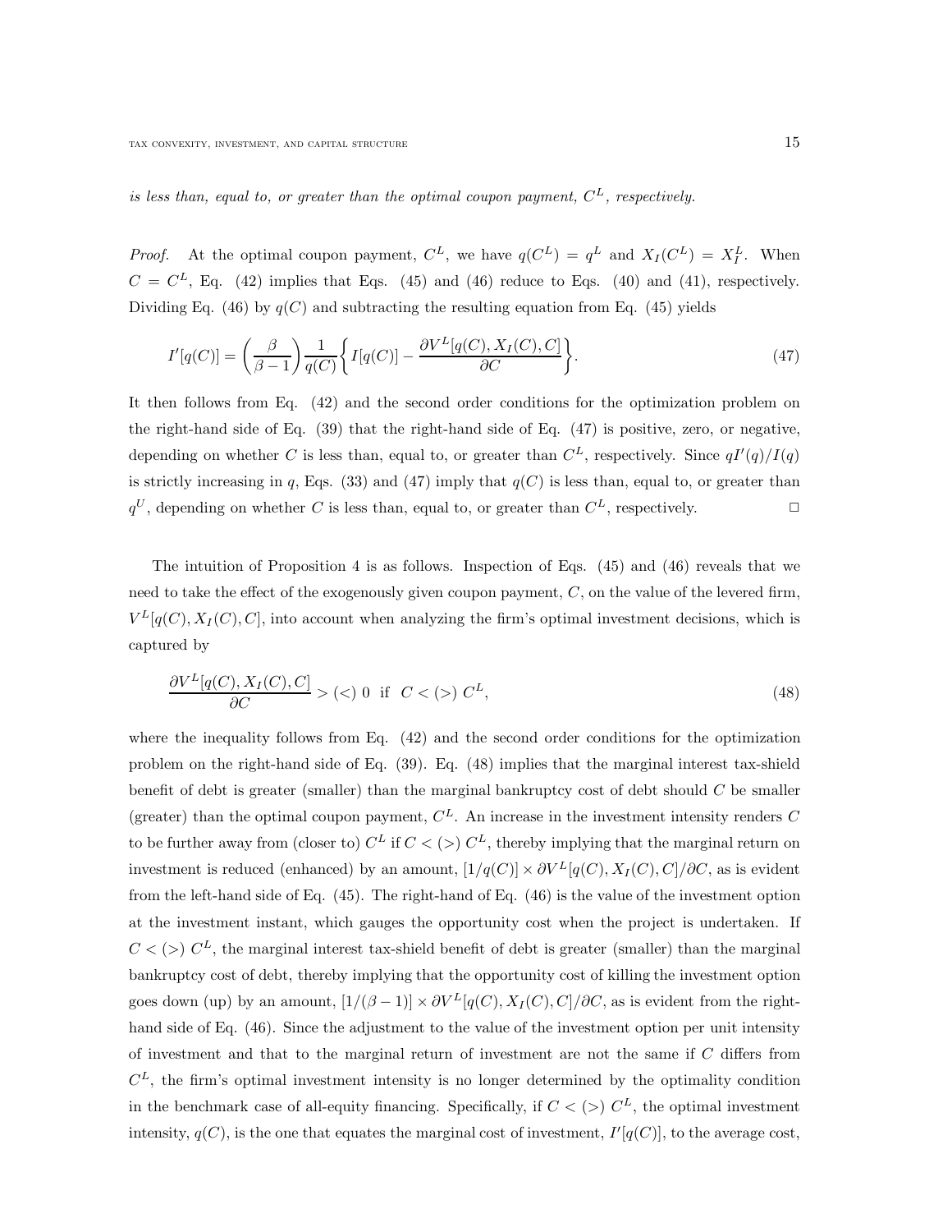*is less than, equal to, or greater than the optimal coupon payment, $C^L$, respectively.*

*Proof.* At the optimal coupon payment, $C^L$, we have $q(C^L) = q^L$ and $X_I(C^L) = X_I^L$. When $C = C^L$, Eq. (42) implies that Eqs. (45) and (46) reduce to Eqs. (40) and (41), respectively. Dividing Eq. (46) by $q(C)$ and subtracting the resulting equation from Eq. (45) yields

$$I'[q(C)] = \left(\frac{\beta}{\beta - 1}\right)\frac{1}{q(C)}\left\{I[q(C)] - \frac{\partial V^L[q(C), X_I(C), C]}{\partial C}\right\}. \tag{47}$$

It then follows from Eq. (42) and the second order conditions for the optimization problem on the right-hand side of Eq. (39) that the right-hand side of Eq. (47) is positive, zero, or negative, depending on whether $C$ is less than, equal to, or greater than $C^L$, respectively. Since $qI'(q)/I(q)$ is strictly increasing in $q$, Eqs. (33) and (47) imply that $q(C)$ is less than, equal to, or greater than $q^U$, depending on whether $C$ is less than, equal to, or greater than $C^L$, respectively. $\square$

The intuition of Proposition 4 is as follows. Inspection of Eqs. (45) and (46) reveals that we need to take the effect of the exogenously given coupon payment, $C$, on the value of the levered firm, $V^L[q(C), X_I(C), C]$, into account when analyzing the firm's optimal investment decisions, which is captured by

$$\frac{\partial V^L[q(C), X_I(C), C]}{\partial C} > (<)\ 0 \ \text{ if } \ C < (>)\ C^L, \tag{48}$$

where the inequality follows from Eq. (42) and the second order conditions for the optimization problem on the right-hand side of Eq. (39). Eq. (48) implies that the marginal interest tax-shield benefit of debt is greater (smaller) than the marginal bankruptcy cost of debt should $C$ be smaller (greater) than the optimal coupon payment, $C^L$. An increase in the investment intensity renders $C$ to be further away from (closer to) $C^L$ if $C < (>)\ C^L$, thereby implying that the marginal return on investment is reduced (enhanced) by an amount, $[1/q(C)] \times \partial V^L[q(C), X_I(C), C]/\partial C$, as is evident from the left-hand side of Eq. (45). The right-hand of Eq. (46) is the value of the investment option at the investment instant, which gauges the opportunity cost when the project is undertaken. If $C < (>)\ C^L$, the marginal interest tax-shield benefit of debt is greater (smaller) than the marginal bankruptcy cost of debt, thereby implying that the opportunity cost of killing the investment option goes down (up) by an amount, $[1/(\beta - 1)] \times \partial V^L[q(C), X_I(C), C]/\partial C$, as is evident from the right-hand side of Eq. (46). Since the adjustment to the value of the investment option per unit intensity of investment and that to the marginal return of investment are not the same if $C$ differs from $C^L$, the firm's optimal investment intensity is no longer determined by the optimality condition in the benchmark case of all-equity financing. Specifically, if $C < (>)\ C^L$, the optimal investment intensity, $q(C)$, is the one that equates the marginal cost of investment, $I'[q(C)]$, to the average cost,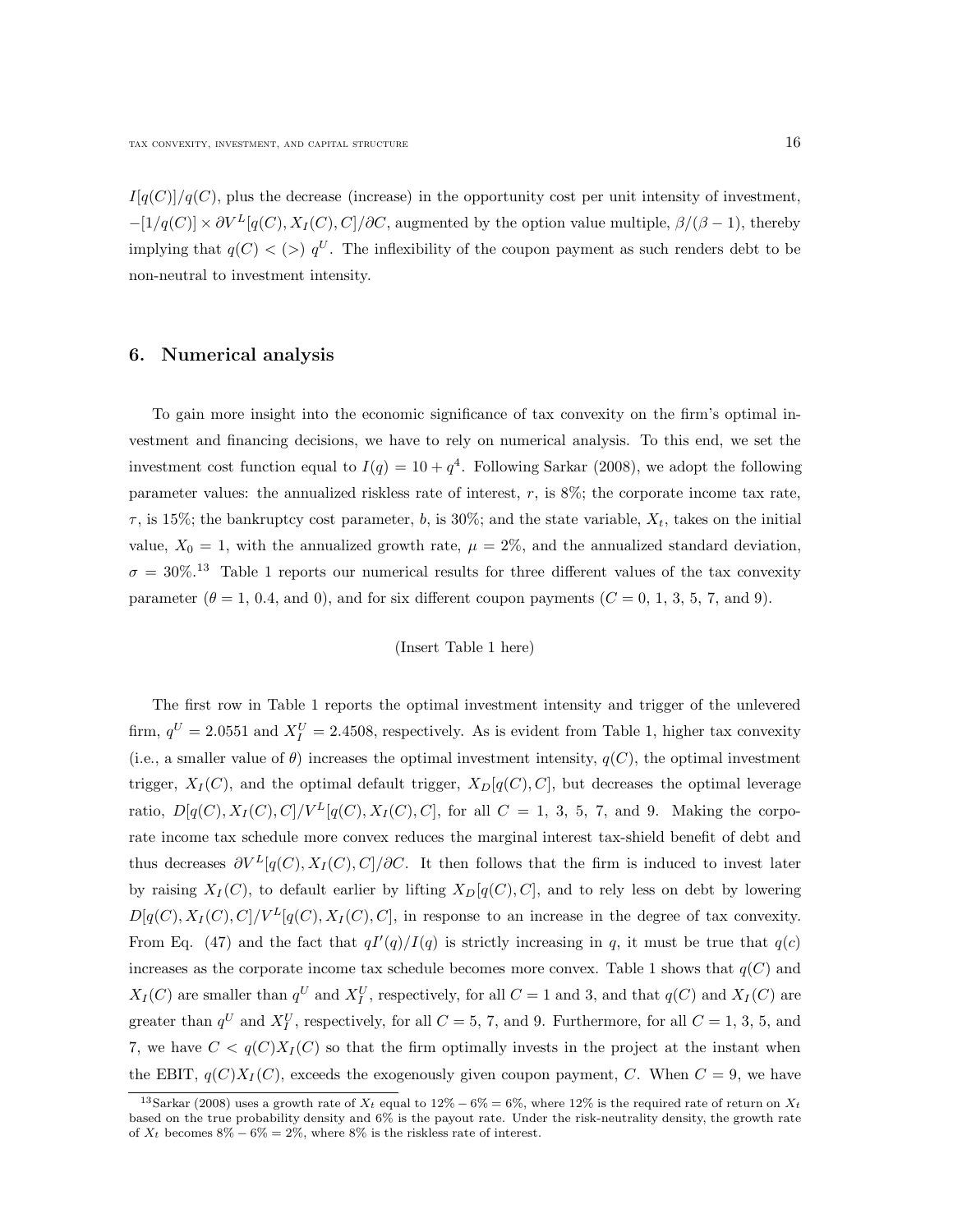$I[q(C)]/q(C)$, plus the decrease (increase) in the opportunity cost per unit intensity of investment, $-[1/q(C)] \times \partial V^L[q(C), X_I(C), C]/\partial C$, augmented by the option value multiple, $\beta/(\beta - 1)$, thereby implying that $q(C) < (>)\ q^U$. The inflexibility of the coupon payment as such renders debt to be non-neutral to investment intensity.

## 6. Numerical analysis

To gain more insight into the economic significance of tax convexity on the firm's optimal investment and financing decisions, we have to rely on numerical analysis. To this end, we set the investment cost function equal to $I(q) = 10 + q^4$. Following Sarkar (2008), we adopt the following parameter values: the annualized riskless rate of interest, $r$, is 8%; the corporate income tax rate, $\tau$, is 15%; the bankruptcy cost parameter, $b$, is 30%; and the state variable, $X_t$, takes on the initial value, $X_0 = 1$, with the annualized growth rate, $\mu = 2\%$, and the annualized standard deviation, $\sigma = 30\%$.[13] Table 1 reports our numerical results for three different values of the tax convexity parameter ($\theta = 1$, 0.4, and 0), and for six different coupon payments ($C = 0$, 1, 3, 5, 7, and 9).

(Insert Table 1 here)

The first row in Table 1 reports the optimal investment intensity and trigger of the unlevered firm, $q^U = 2.0551$ and $X_I^U = 2.4508$, respectively. As is evident from Table 1, higher tax convexity (i.e., a smaller value of $\theta$) increases the optimal investment intensity, $q(C)$, the optimal investment trigger, $X_I(C)$, and the optimal default trigger, $X_D[q(C), C]$, but decreases the optimal leverage ratio, $D[q(C), X_I(C), C]/V^L[q(C), X_I(C), C]$, for all $C = 1$, 3, 5, 7, and 9. Making the corporate income tax schedule more convex reduces the marginal interest tax-shield benefit of debt and thus decreases $\partial V^L[q(C), X_I(C), C]/\partial C$. It then follows that the firm is induced to invest later by raising $X_I(C)$, to default earlier by lifting $X_D[q(C), C]$, and to rely less on debt by lowering $D[q(C), X_I(C), C]/V^L[q(C), X_I(C), C]$, in response to an increase in the degree of tax convexity. From Eq. (47) and the fact that $qI'(q)/I(q)$ is strictly increasing in $q$, it must be true that $q(c)$ increases as the corporate income tax schedule becomes more convex. Table 1 shows that $q(C)$ and $X_I(C)$ are smaller than $q^U$ and $X_I^U$, respectively, for all $C = 1$ and 3, and that $q(C)$ and $X_I(C)$ are greater than $q^U$ and $X_I^U$, respectively, for all $C = 5$, 7, and 9. Furthermore, for all $C = 1$, 3, 5, and 7, we have $C < q(C)X_I(C)$ so that the firm optimally invests in the project at the instant when the EBIT, $q(C)X_I(C)$, exceeds the exogenously given coupon payment, $C$. When $C = 9$, we have

[13] Sarkar (2008) uses a growth rate of $X_t$ equal to $12\% - 6\% = 6\%$, where 12% is the required rate of return on $X_t$ based on the true probability density and 6% is the payout rate. Under the risk-neutrality density, the growth rate of $X_t$ becomes $8\% - 6\% = 2\%$, where 8% is the riskless rate of interest.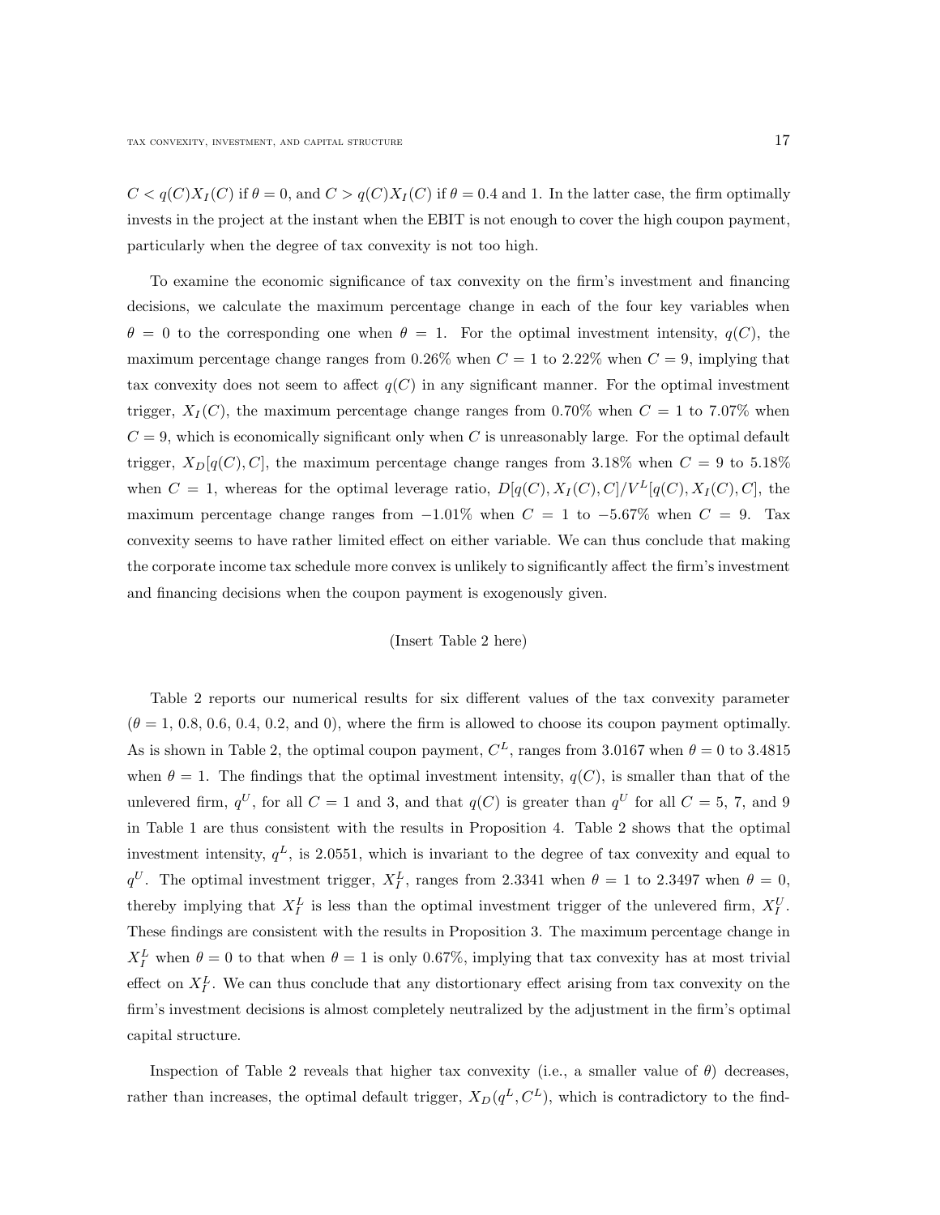$C < q(C)X_I(C)$ if $\theta = 0$, and $C > q(C)X_I(C)$ if $\theta = 0.4$ and 1. In the latter case, the firm optimally invests in the project at the instant when the EBIT is not enough to cover the high coupon payment, particularly when the degree of tax convexity is not too high.

To examine the economic significance of tax convexity on the firm's investment and financing decisions, we calculate the maximum percentage change in each of the four key variables when $\theta = 0$ to the corresponding one when $\theta = 1$. For the optimal investment intensity, $q(C)$, the maximum percentage change ranges from 0.26% when $C = 1$ to 2.22% when $C = 9$, implying that tax convexity does not seem to affect $q(C)$ in any significant manner. For the optimal investment trigger, $X_I(C)$, the maximum percentage change ranges from 0.70% when $C = 1$ to 7.07% when $C = 9$, which is economically significant only when $C$ is unreasonably large. For the optimal default trigger, $X_D[q(C), C]$, the maximum percentage change ranges from 3.18% when $C = 9$ to 5.18% when $C = 1$, whereas for the optimal leverage ratio, $D[q(C), X_I(C), C]/V^L[q(C), X_I(C), C]$, the maximum percentage change ranges from $-1.01\%$ when $C = 1$ to $-5.67\%$ when $C = 9$. Tax convexity seems to have rather limited effect on either variable. We can thus conclude that making the corporate income tax schedule more convex is unlikely to significantly affect the firm's investment and financing decisions when the coupon payment is exogenously given.

(Insert Table 2 here)

Table 2 reports our numerical results for six different values of the tax convexity parameter ($\theta = 1$, 0.8, 0.6, 0.4, 0.2, and 0), where the firm is allowed to choose its coupon payment optimally. As is shown in Table 2, the optimal coupon payment, $C^L$, ranges from 3.0167 when $\theta = 0$ to 3.4815 when $\theta = 1$. The findings that the optimal investment intensity, $q(C)$, is smaller than that of the unlevered firm, $q^U$, for all $C = 1$ and 3, and that $q(C)$ is greater than $q^U$ for all $C = 5$, 7, and 9 in Table 1 are thus consistent with the results in Proposition 4. Table 2 shows that the optimal investment intensity, $q^L$, is 2.0551, which is invariant to the degree of tax convexity and equal to $q^U$. The optimal investment trigger, $X_I^L$, ranges from 2.3341 when $\theta = 1$ to 2.3497 when $\theta = 0$, thereby implying that $X_I^L$ is less than the optimal investment trigger of the unlevered firm, $X_I^U$. These findings are consistent with the results in Proposition 3. The maximum percentage change in $X_I^L$ when $\theta = 0$ to that when $\theta = 1$ is only 0.67%, implying that tax convexity has at most trivial effect on $X_I^L$. We can thus conclude that any distortionary effect arising from tax convexity on the firm's investment decisions is almost completely neutralized by the adjustment in the firm's optimal capital structure.

Inspection of Table 2 reveals that higher tax convexity (i.e., a smaller value of $\theta$) decreases, rather than increases, the optimal default trigger, $X_D(q^L, C^L)$, which is contradictory to the find-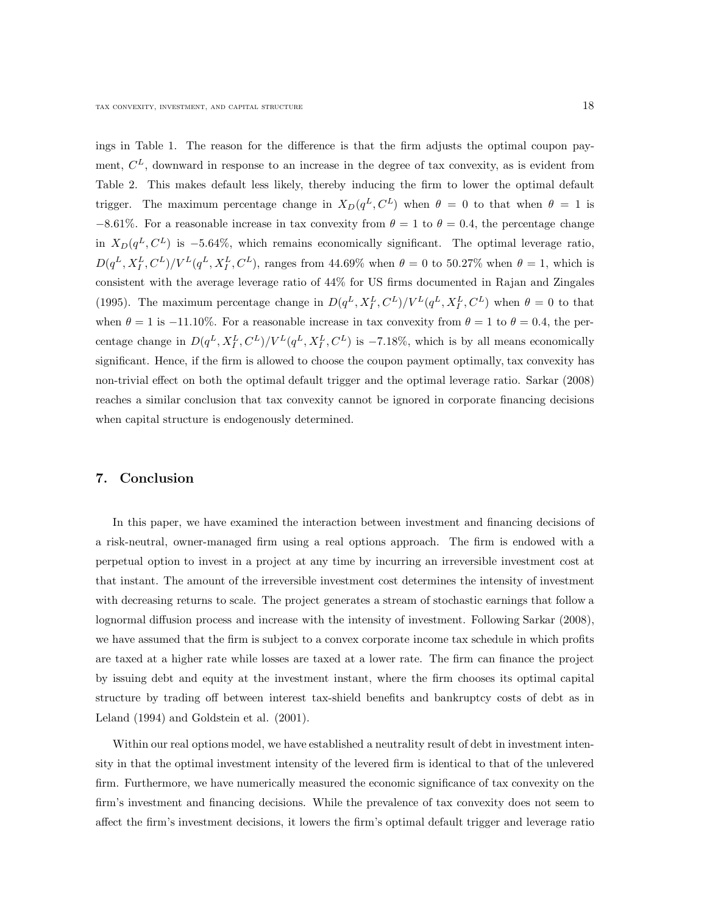ings in Table 1. The reason for the difference is that the firm adjusts the optimal coupon payment, $C^L$, downward in response to an increase in the degree of tax convexity, as is evident from Table 2. This makes default less likely, thereby inducing the firm to lower the optimal default trigger. The maximum percentage change in $X_D(q^L, C^L)$ when $\theta = 0$ to that when $\theta = 1$ is $-8.61\%$. For a reasonable increase in tax convexity from $\theta = 1$ to $\theta = 0.4$, the percentage change in $X_D(q^L, C^L)$ is $-5.64\%$, which remains economically significant. The optimal leverage ratio, $D(q^L, X_I^L, C^L)/V^L(q^L, X_I^L, C^L)$, ranges from 44.69% when $\theta = 0$ to 50.27% when $\theta = 1$, which is consistent with the average leverage ratio of 44% for US firms documented in Rajan and Zingales (1995). The maximum percentage change in $D(q^L, X_I^L, C^L)/V^L(q^L, X_I^L, C^L)$ when $\theta = 0$ to that when $\theta = 1$ is $-11.10\%$. For a reasonable increase in tax convexity from $\theta = 1$ to $\theta = 0.4$, the percentage change in $D(q^L, X_I^L, C^L)/V^L(q^L, X_I^L, C^L)$ is $-7.18\%$, which is by all means economically significant. Hence, if the firm is allowed to choose the coupon payment optimally, tax convexity has non-trivial effect on both the optimal default trigger and the optimal leverage ratio. Sarkar (2008) reaches a similar conclusion that tax convexity cannot be ignored in corporate financing decisions when capital structure is endogenously determined.

## 7. Conclusion

In this paper, we have examined the interaction between investment and financing decisions of a risk-neutral, owner-managed firm using a real options approach. The firm is endowed with a perpetual option to invest in a project at any time by incurring an irreversible investment cost at that instant. The amount of the irreversible investment cost determines the intensity of investment with decreasing returns to scale. The project generates a stream of stochastic earnings that follow a lognormal diffusion process and increase with the intensity of investment. Following Sarkar (2008), we have assumed that the firm is subject to a convex corporate income tax schedule in which profits are taxed at a higher rate while losses are taxed at a lower rate. The firm can finance the project by issuing debt and equity at the investment instant, where the firm chooses its optimal capital structure by trading off between interest tax-shield benefits and bankruptcy costs of debt as in Leland (1994) and Goldstein et al. (2001).

Within our real options model, we have established a neutrality result of debt in investment intensity in that the optimal investment intensity of the levered firm is identical to that of the unlevered firm. Furthermore, we have numerically measured the economic significance of tax convexity on the firm's investment and financing decisions. While the prevalence of tax convexity does not seem to affect the firm's investment decisions, it lowers the firm's optimal default trigger and leverage ratio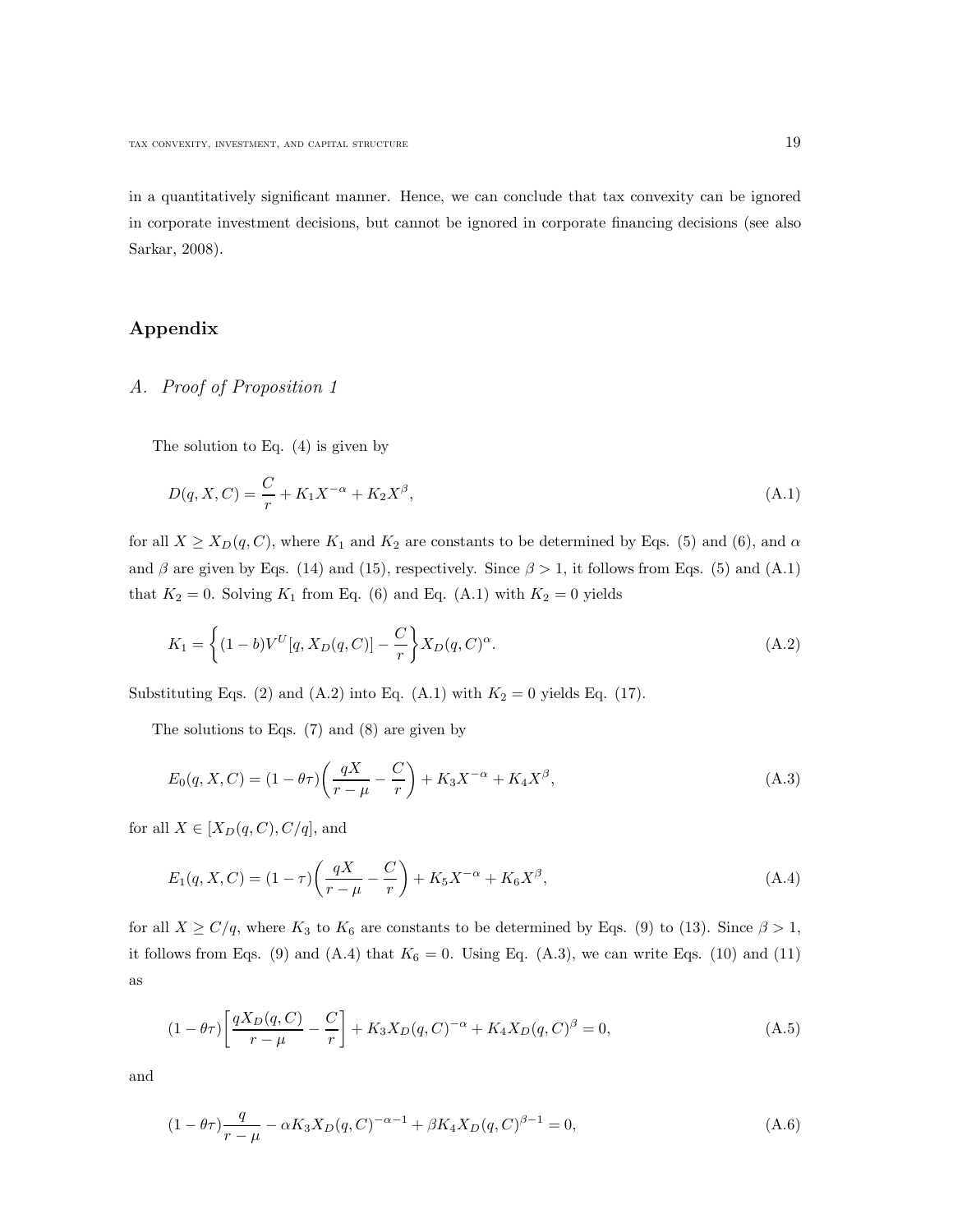in a quantitatively significant manner. Hence, we can conclude that tax convexity can be ignored in corporate investment decisions, but cannot be ignored in corporate financing decisions (see also Sarkar, 2008).

## Appendix

### A. *Proof of Proposition 1*

The solution to Eq. (4) is given by

$$D(q, X, C) = \frac{C}{r} + K_1 X^{-\alpha} + K_2 X^{\beta}, \tag{A.1}$$

for all $X \geq X_D(q, C)$, where $K_1$ and $K_2$ are constants to be determined by Eqs. (5) and (6), and $\alpha$ and $\beta$ are given by Eqs. (14) and (15), respectively. Since $\beta > 1$, it follows from Eqs. (5) and (A.1) that $K_2 = 0$. Solving $K_1$ from Eq. (6) and Eq. (A.1) with $K_2 = 0$ yields

$$K_1 = \left\{ (1-b)V^U[q, X_D(q, C)] - \frac{C}{r} \right\} X_D(q, C)^{\alpha}. \tag{A.2}$$

Substituting Eqs. (2) and (A.2) into Eq. (A.1) with $K_2 = 0$ yields Eq. (17).

The solutions to Eqs. (7) and (8) are given by

$$E_0(q, X, C) = (1 - \theta\tau)\left( \frac{qX}{r - \mu} - \frac{C}{r} \right) + K_3 X^{-\alpha} + K_4 X^{\beta}, \tag{A.3}$$

for all $X \in [X_D(q, C), C/q]$, and

$$E_1(q, X, C) = (1 - \tau)\left( \frac{qX}{r - \mu} - \frac{C}{r} \right) + K_5 X^{-\alpha} + K_6 X^{\beta}, \tag{A.4}$$

for all $X \geq C/q$, where $K_3$ to $K_6$ are constants to be determined by Eqs. (9) to (13). Since $\beta > 1$, it follows from Eqs. (9) and (A.4) that $K_6 = 0$. Using Eq. (A.3), we can write Eqs. (10) and (11) as

$$(1 - \theta\tau)\left[ \frac{qX_D(q, C)}{r - \mu} - \frac{C}{r} \right] + K_3 X_D(q, C)^{-\alpha} + K_4 X_D(q, C)^{\beta} = 0, \tag{A.5}$$

and

$$(1 - \theta\tau)\frac{q}{r - \mu} - \alpha K_3 X_D(q, C)^{-\alpha - 1} + \beta K_4 X_D(q, C)^{\beta - 1} = 0, \tag{A.6}$$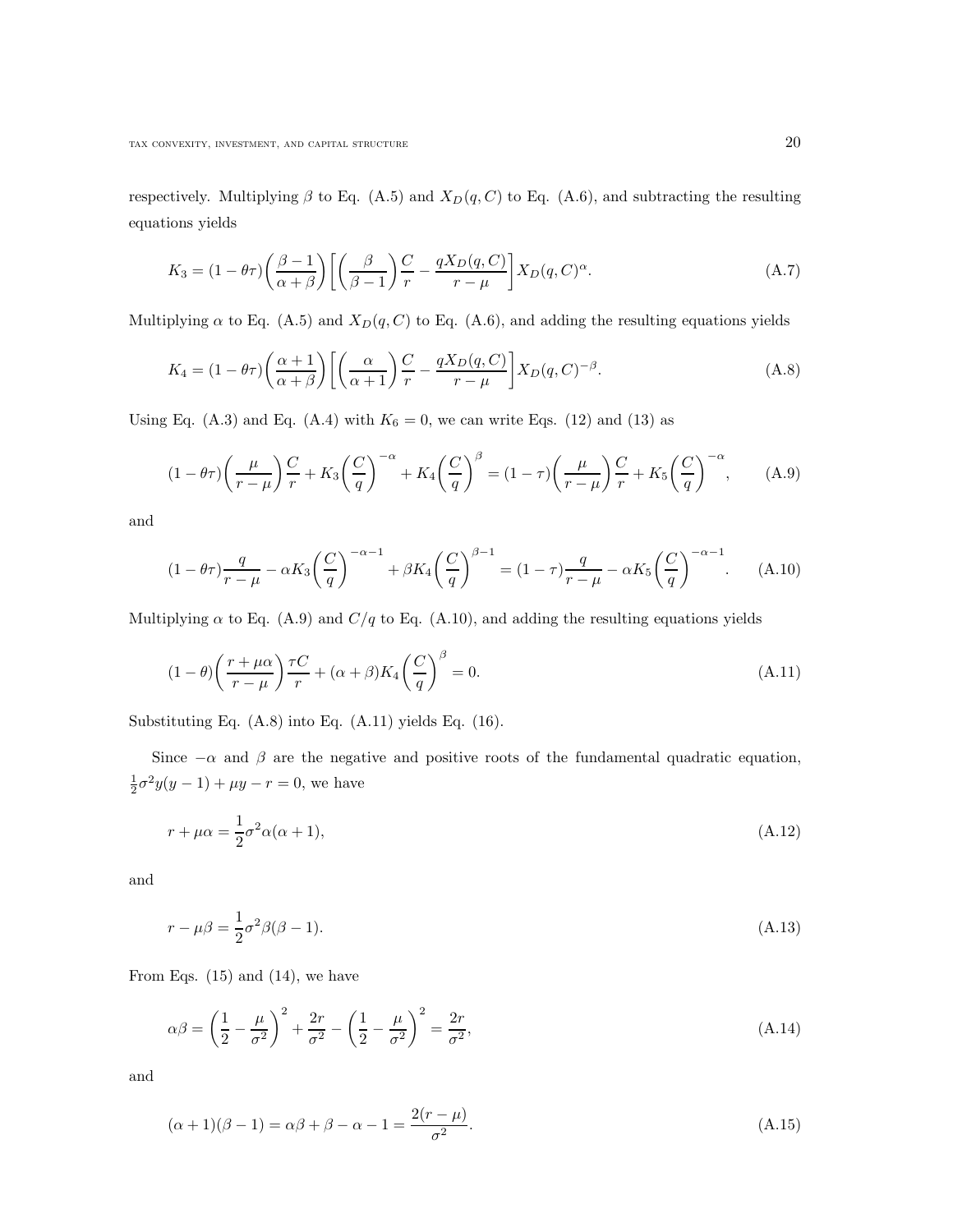respectively. Multiplying $\beta$ to Eq. (A.5) and $X_D(q,C)$ to Eq. (A.6), and subtracting the resulting equations yields

$$K_3 = (1-\theta\tau)\left(\frac{\beta-1}{\alpha+\beta}\right)\left[\left(\frac{\beta}{\beta-1}\right)\frac{C}{r} - \frac{qX_D(q,C)}{r-\mu}\right]X_D(q,C)^{\alpha}. \tag{A.7}$$

Multiplying $\alpha$ to Eq. (A.5) and $X_D(q,C)$ to Eq. (A.6), and adding the resulting equations yields

$$K_4 = (1-\theta\tau)\left(\frac{\alpha+1}{\alpha+\beta}\right)\left[\left(\frac{\alpha}{\alpha+1}\right)\frac{C}{r} - \frac{qX_D(q,C)}{r-\mu}\right]X_D(q,C)^{-\beta}. \tag{A.8}$$

Using Eq. (A.3) and Eq. (A.4) with $K_6 = 0$, we can write Eqs. (12) and (13) as

$$(1-\theta\tau)\left(\frac{\mu}{r-\mu}\right)\frac{C}{r} + K_3\left(\frac{C}{q}\right)^{-\alpha} + K_4\left(\frac{C}{q}\right)^{\beta} = (1-\tau)\left(\frac{\mu}{r-\mu}\right)\frac{C}{r} + K_5\left(\frac{C}{q}\right)^{-\alpha}, \tag{A.9}$$

and

$$(1-\theta\tau)\frac{q}{r-\mu} - \alpha K_3\left(\frac{C}{q}\right)^{-\alpha-1} + \beta K_4\left(\frac{C}{q}\right)^{\beta-1} = (1-\tau)\frac{q}{r-\mu} - \alpha K_5\left(\frac{C}{q}\right)^{-\alpha-1}. \tag{A.10}$$

Multiplying $\alpha$ to Eq. (A.9) and $C/q$ to Eq. (A.10), and adding the resulting equations yields

$$(1-\theta)\left(\frac{r+\mu\alpha}{r-\mu}\right)\frac{\tau C}{r} + (\alpha+\beta)K_4\left(\frac{C}{q}\right)^{\beta} = 0. \tag{A.11}$$

Substituting Eq. (A.8) into Eq. (A.11) yields Eq. (16).

Since $-\alpha$ and $\beta$ are the negative and positive roots of the fundamental quadratic equation, $\frac{1}{2}\sigma^2 y(y-1) + \mu y - r = 0$, we have

$$r + \mu\alpha = \frac{1}{2}\sigma^2\alpha(\alpha+1), \tag{A.12}$$

and

$$r - \mu\beta = \frac{1}{2}\sigma^2\beta(\beta-1). \tag{A.13}$$

From Eqs. (15) and (14), we have

$$\alpha\beta = \left(\frac{1}{2} - \frac{\mu}{\sigma^2}\right)^2 + \frac{2r}{\sigma^2} - \left(\frac{1}{2} - \frac{\mu}{\sigma^2}\right)^2 = \frac{2r}{\sigma^2}, \tag{A.14}$$

and

$$(\alpha+1)(\beta-1) = \alpha\beta + \beta - \alpha - 1 = \frac{2(r-\mu)}{\sigma^2}. \tag{A.15}$$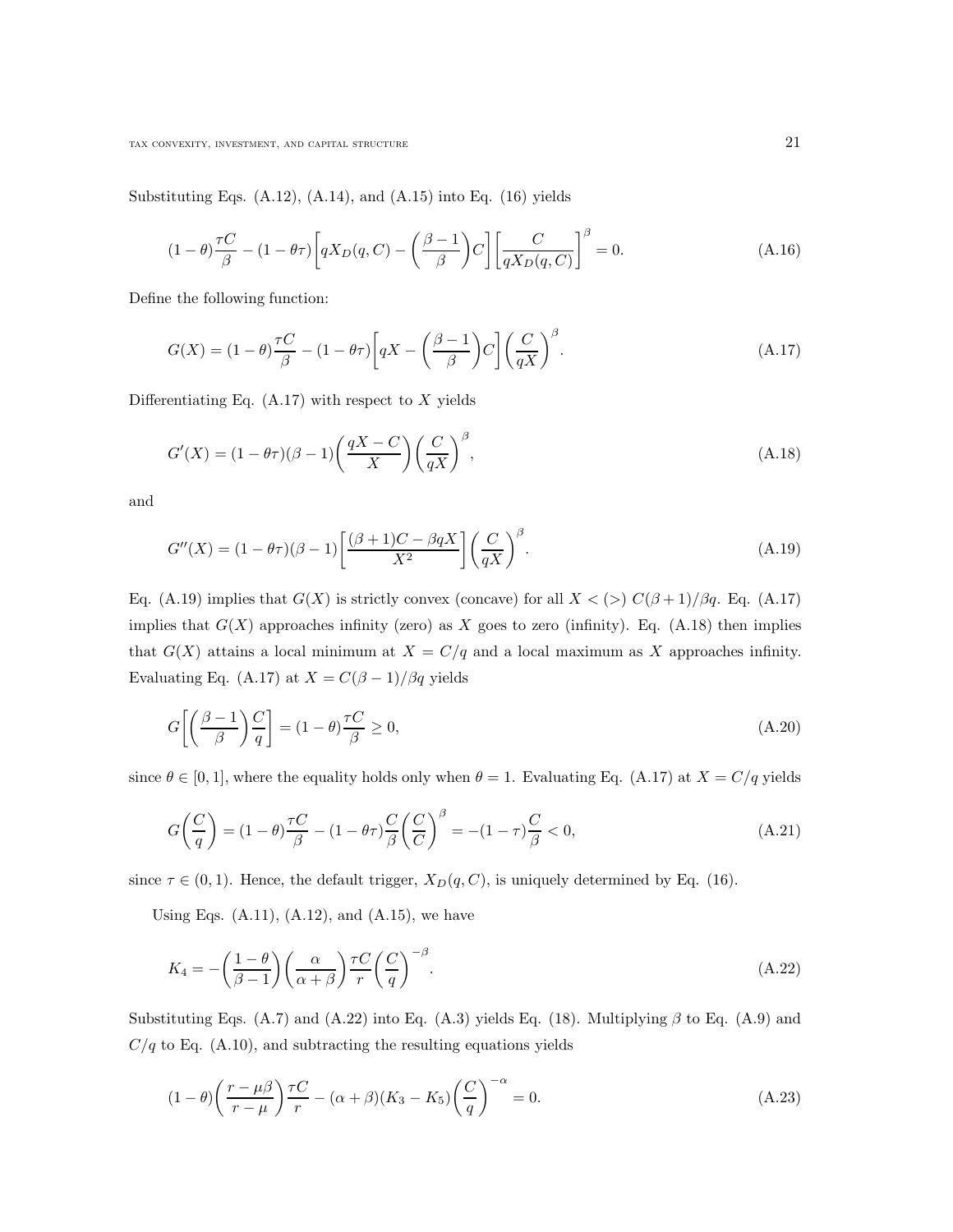Substituting Eqs. (A.12), (A.14), and (A.15) into Eq. (16) yields

$$(1-\theta)\frac{\tau C}{\beta} - (1-\theta\tau)\bigg[qX_D(q,C) - \bigg(\frac{\beta-1}{\beta}\bigg)C\bigg]\bigg[\frac{C}{qX_D(q,C)}\bigg]^{\beta} = 0. \tag{A.16}$$

Define the following function:

$$G(X) = (1-\theta)\frac{\tau C}{\beta} - (1-\theta\tau)\bigg[qX - \bigg(\frac{\beta-1}{\beta}\bigg)C\bigg]\bigg(\frac{C}{qX}\bigg)^{\beta}. \tag{A.17}$$

Differentiating Eq. (A.17) with respect to $X$ yields

$$G'(X) = (1-\theta\tau)(\beta-1)\bigg(\frac{qX-C}{X}\bigg)\bigg(\frac{C}{qX}\bigg)^{\beta}, \tag{A.18}$$

and

$$G''(X) = (1-\theta\tau)(\beta-1)\bigg[\frac{(\beta+1)C - \beta qX}{X^2}\bigg]\bigg(\frac{C}{qX}\bigg)^{\beta}. \tag{A.19}$$

Eq. (A.19) implies that $G(X)$ is strictly convex (concave) for all $X < (>)\ C(\beta+1)/\beta q$. Eq. (A.17) implies that $G(X)$ approaches infinity (zero) as $X$ goes to zero (infinity). Eq. (A.18) then implies that $G(X)$ attains a local minimum at $X = C/q$ and a local maximum as $X$ approaches infinity. Evaluating Eq. (A.17) at $X = C(\beta-1)/\beta q$ yields

$$G\bigg[\bigg(\frac{\beta-1}{\beta}\bigg)\frac{C}{q}\bigg] = (1-\theta)\frac{\tau C}{\beta} \geq 0, \tag{A.20}$$

since $\theta \in [0,1]$, where the equality holds only when $\theta = 1$. Evaluating Eq. (A.17) at $X = C/q$ yields

$$G\bigg(\frac{C}{q}\bigg) = (1-\theta)\frac{\tau C}{\beta} - (1-\theta\tau)\frac{C}{\beta}\bigg(\frac{C}{C}\bigg)^{\beta} = -(1-\tau)\frac{C}{\beta} < 0, \tag{A.21}$$

since $\tau \in (0,1)$. Hence, the default trigger, $X_D(q,C)$, is uniquely determined by Eq. (16).

Using Eqs. (A.11), (A.12), and (A.15), we have

$$K_4 = -\bigg(\frac{1-\theta}{\beta-1}\bigg)\bigg(\frac{\alpha}{\alpha+\beta}\bigg)\frac{\tau C}{r}\bigg(\frac{C}{q}\bigg)^{-\beta}. \tag{A.22}$$

Substituting Eqs. (A.7) and (A.22) into Eq. (A.3) yields Eq. (18). Multiplying $\beta$ to Eq. (A.9) and $C/q$ to Eq. (A.10), and subtracting the resulting equations yields

$$(1-\theta)\bigg(\frac{r-\mu\beta}{r-\mu}\bigg)\frac{\tau C}{r} - (\alpha+\beta)(K_3 - K_5)\bigg(\frac{C}{q}\bigg)^{-\alpha} = 0. \tag{A.23}$$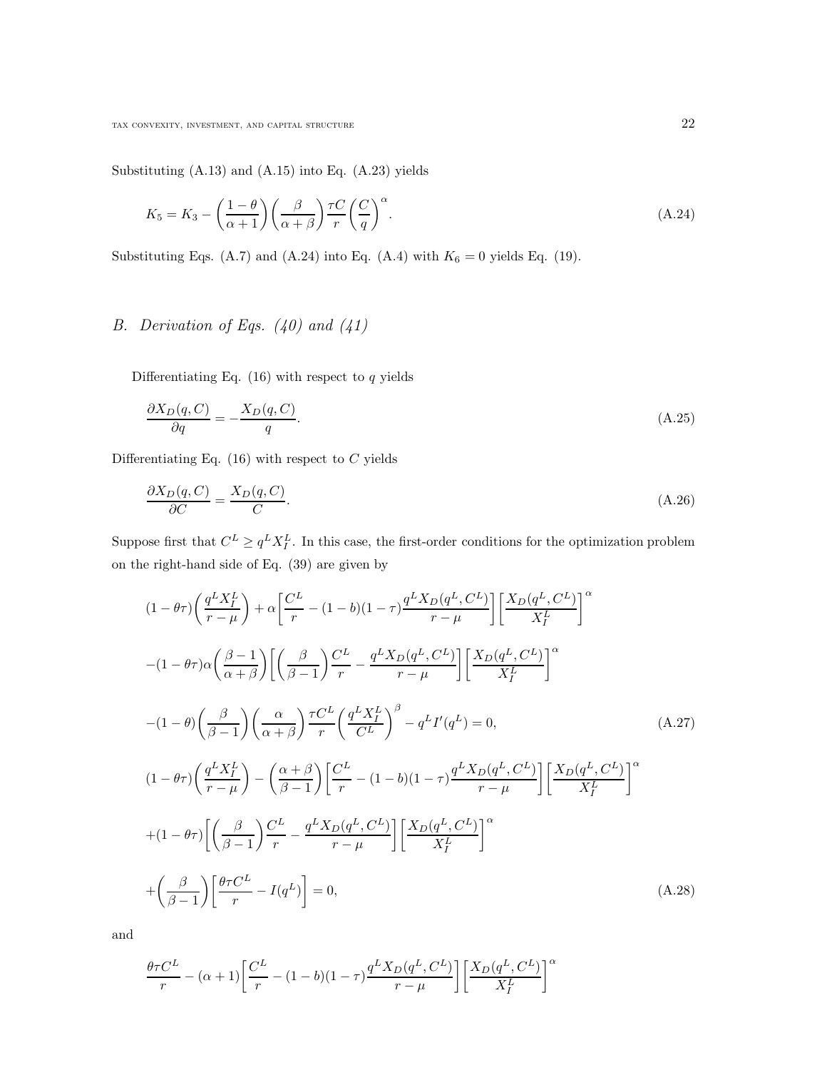Substituting (A.13) and (A.15) into Eq. (A.23) yields

$$K_5 = K_3 - \left(\frac{1-\theta}{\alpha+1}\right)\left(\frac{\beta}{\alpha+\beta}\right)\frac{\tau C}{r}\left(\frac{C}{q}\right)^{\alpha}. \tag{A.24}$$

Substituting Eqs. (A.7) and (A.24) into Eq. (A.4) with $K_6 = 0$ yields Eq. (19).

## B. Derivation of Eqs. (40) and (41)

Differentiating Eq. (16) with respect to $q$ yields

$$\frac{\partial X_D(q, C)}{\partial q} = -\frac{X_D(q, C)}{q}. \tag{A.25}$$

Differentiating Eq. (16) with respect to $C$ yields

$$\frac{\partial X_D(q, C)}{\partial C} = \frac{X_D(q, C)}{C}. \tag{A.26}$$

Suppose first that $C^L \geq q^L X_I^L$. In this case, the first-order conditions for the optimization problem on the right-hand side of Eq. (39) are given by

$$\begin{aligned}
&(1-\theta\tau)\left(\frac{q^L X_I^L}{r-\mu}\right) + \alpha\left[\frac{C^L}{r} - (1-b)(1-\tau)\frac{q^L X_D(q^L, C^L)}{r-\mu}\right]\left[\frac{X_D(q^L, C^L)}{X_I^L}\right]^{\alpha} \\
&-(1-\theta\tau)\alpha\left(\frac{\beta-1}{\alpha+\beta}\right)\left[\left(\frac{\beta}{\beta-1}\right)\frac{C^L}{r} - \frac{q^L X_D(q^L, C^L)}{r-\mu}\right]\left[\frac{X_D(q^L, C^L)}{X_I^L}\right]^{\alpha} \\
&-(1-\theta)\left(\frac{\beta}{\beta-1}\right)\left(\frac{\alpha}{\alpha+\beta}\right)\frac{\tau C^L}{r}\left(\frac{q^L X_I^L}{C^L}\right)^{\beta} - q^L I'(q^L) = 0,
\end{aligned} \tag{A.27}$$

$$\begin{aligned}
&(1-\theta\tau)\left(\frac{q^L X_I^L}{r-\mu}\right) - \left(\frac{\alpha+\beta}{\beta-1}\right)\left[\frac{C^L}{r} - (1-b)(1-\tau)\frac{q^L X_D(q^L, C^L)}{r-\mu}\right]\left[\frac{X_D(q^L, C^L)}{X_I^L}\right]^{\alpha} \\
&+(1-\theta\tau)\left[\left(\frac{\beta}{\beta-1}\right)\frac{C^L}{r} - \frac{q^L X_D(q^L, C^L)}{r-\mu}\right]\left[\frac{X_D(q^L, C^L)}{X_I^L}\right]^{\alpha} \\
&+\left(\frac{\beta}{\beta-1}\right)\left[\frac{\theta\tau C^L}{r} - I(q^L)\right] = 0,
\end{aligned} \tag{A.28}$$

and

$$\frac{\theta\tau C^L}{r} - (\alpha+1)\left[\frac{C^L}{r} - (1-b)(1-\tau)\frac{q^L X_D(q^L, C^L)}{r-\mu}\right]\left[\frac{X_D(q^L, C^L)}{X_I^L}\right]^{\alpha}$$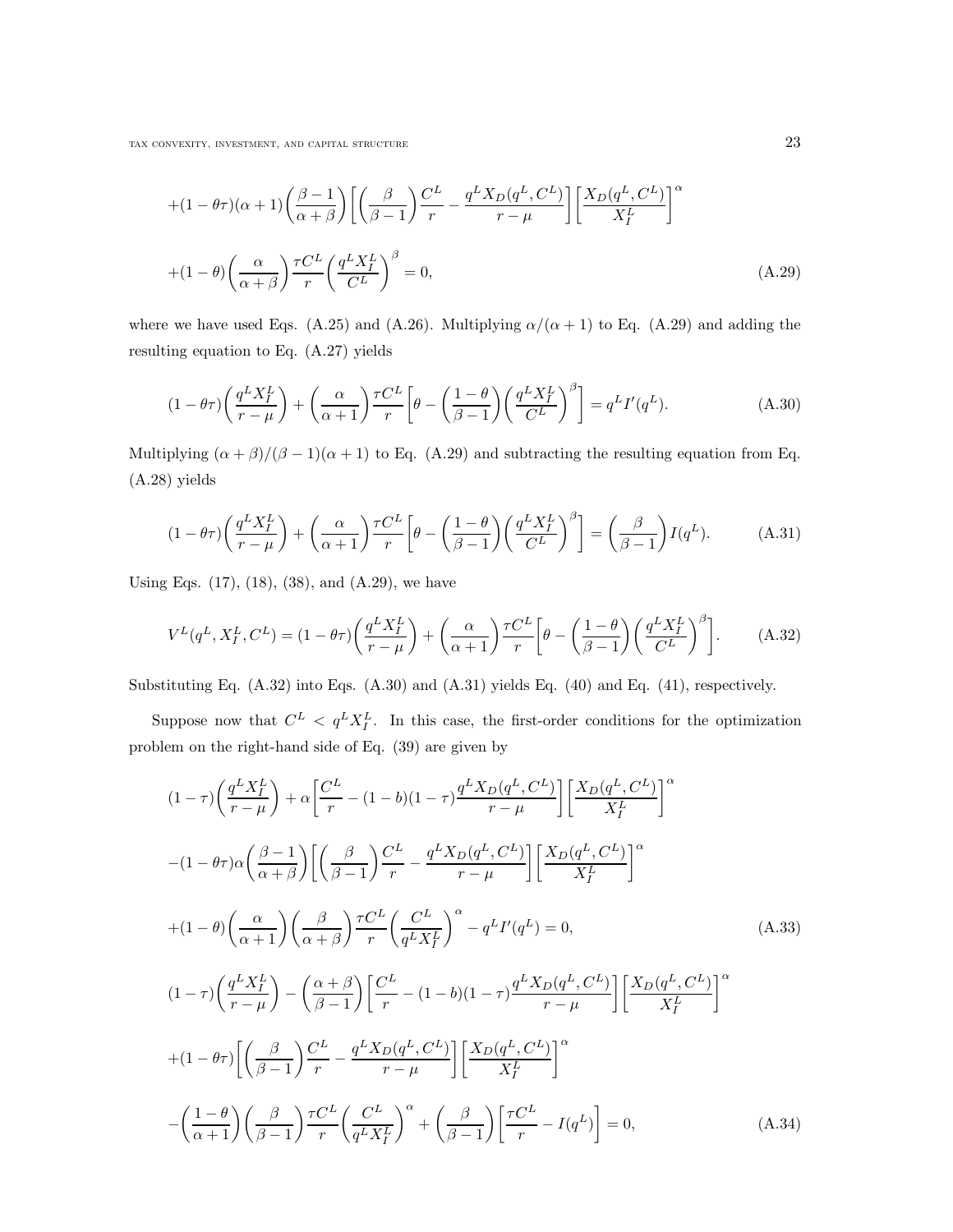$$
+(1-\theta\tau)(\alpha+1)\left(\frac{\beta-1}{\alpha+\beta}\right)\left[\left(\frac{\beta}{\beta-1}\right)\frac{C^L}{r}-\frac{q^L X_D(q^L,C^L)}{r-\mu}\right]\left[\frac{X_D(q^L,C^L)}{X_I^L}\right]^{\alpha}
$$

$$
+(1-\theta)\left(\frac{\alpha}{\alpha+\beta}\right)\frac{\tau C^L}{r}\left(\frac{q^L X_I^L}{C^L}\right)^{\beta}=0, \tag{A.29}
$$

where we have used Eqs. (A.25) and (A.26). Multiplying $\alpha/(\alpha+1)$ to Eq. (A.29) and adding the resulting equation to Eq. (A.27) yields

$$
(1-\theta\tau)\left(\frac{q^L X_I^L}{r-\mu}\right)+\left(\frac{\alpha}{\alpha+1}\right)\frac{\tau C^L}{r}\left[\theta-\left(\frac{1-\theta}{\beta-1}\right)\left(\frac{q^L X_I^L}{C^L}\right)^{\beta}\right]=q^L I'(q^L). \tag{A.30}
$$

Multiplying $(\alpha+\beta)/(\beta-1)(\alpha+1)$ to Eq. (A.29) and subtracting the resulting equation from Eq. (A.28) yields

$$
(1-\theta\tau)\left(\frac{q^L X_I^L}{r-\mu}\right)+\left(\frac{\alpha}{\alpha+1}\right)\frac{\tau C^L}{r}\left[\theta-\left(\frac{1-\theta}{\beta-1}\right)\left(\frac{q^L X_I^L}{C^L}\right)^{\beta}\right]=\left(\frac{\beta}{\beta-1}\right)I(q^L). \tag{A.31}
$$

Using Eqs. (17), (18), (38), and (A.29), we have

$$
V^L(q^L,X_I^L,C^L)=(1-\theta\tau)\left(\frac{q^L X_I^L}{r-\mu}\right)+\left(\frac{\alpha}{\alpha+1}\right)\frac{\tau C^L}{r}\left[\theta-\left(\frac{1-\theta}{\beta-1}\right)\left(\frac{q^L X_I^L}{C^L}\right)^{\beta}\right]. \tag{A.32}
$$

Substituting Eq. (A.32) into Eqs. (A.30) and (A.31) yields Eq. (40) and Eq. (41), respectively.

Suppose now that $C^L < q^L X_I^L$. In this case, the first-order conditions for the optimization problem on the right-hand side of Eq. (39) are given by

$$
(1-\tau)\left(\frac{q^L X_I^L}{r-\mu}\right)+\alpha\left[\frac{C^L}{r}-(1-b)(1-\tau)\frac{q^L X_D(q^L,C^L)}{r-\mu}\right]\left[\frac{X_D(q^L,C^L)}{X_I^L}\right]^{\alpha}
$$

$$
-(1-\theta\tau)\alpha\left(\frac{\beta-1}{\alpha+\beta}\right)\left[\left(\frac{\beta}{\beta-1}\right)\frac{C^L}{r}-\frac{q^L X_D(q^L,C^L)}{r-\mu}\right]\left[\frac{X_D(q^L,C^L)}{X_I^L}\right]^{\alpha}
$$

$$
+(1-\theta)\left(\frac{\alpha}{\alpha+1}\right)\left(\frac{\beta}{\alpha+\beta}\right)\frac{\tau C^L}{r}\left(\frac{C^L}{q^L X_I^L}\right)^{\alpha}-q^L I'(q^L)=0, \tag{A.33}
$$

$$
(1-\tau)\left(\frac{q^L X_I^L}{r-\mu}\right)-\left(\frac{\alpha+\beta}{\beta-1}\right)\left[\frac{C^L}{r}-(1-b)(1-\tau)\frac{q^L X_D(q^L,C^L)}{r-\mu}\right]\left[\frac{X_D(q^L,C^L)}{X_I^L}\right]^{\alpha}
$$

$$
+(1-\theta\tau)\left[\left(\frac{\beta}{\beta-1}\right)\frac{C^L}{r}-\frac{q^L X_D(q^L,C^L)}{r-\mu}\right]\left[\frac{X_D(q^L,C^L)}{X_I^L}\right]^{\alpha}
$$

$$
-\left(\frac{1-\theta}{\alpha+1}\right)\left(\frac{\beta}{\beta-1}\right)\frac{\tau C^L}{r}\left(\frac{C^L}{q^L X_I^L}\right)^{\alpha}+\left(\frac{\beta}{\beta-1}\right)\left[\frac{\tau C^L}{r}-I(q^L)\right]=0, \tag{A.34}
$$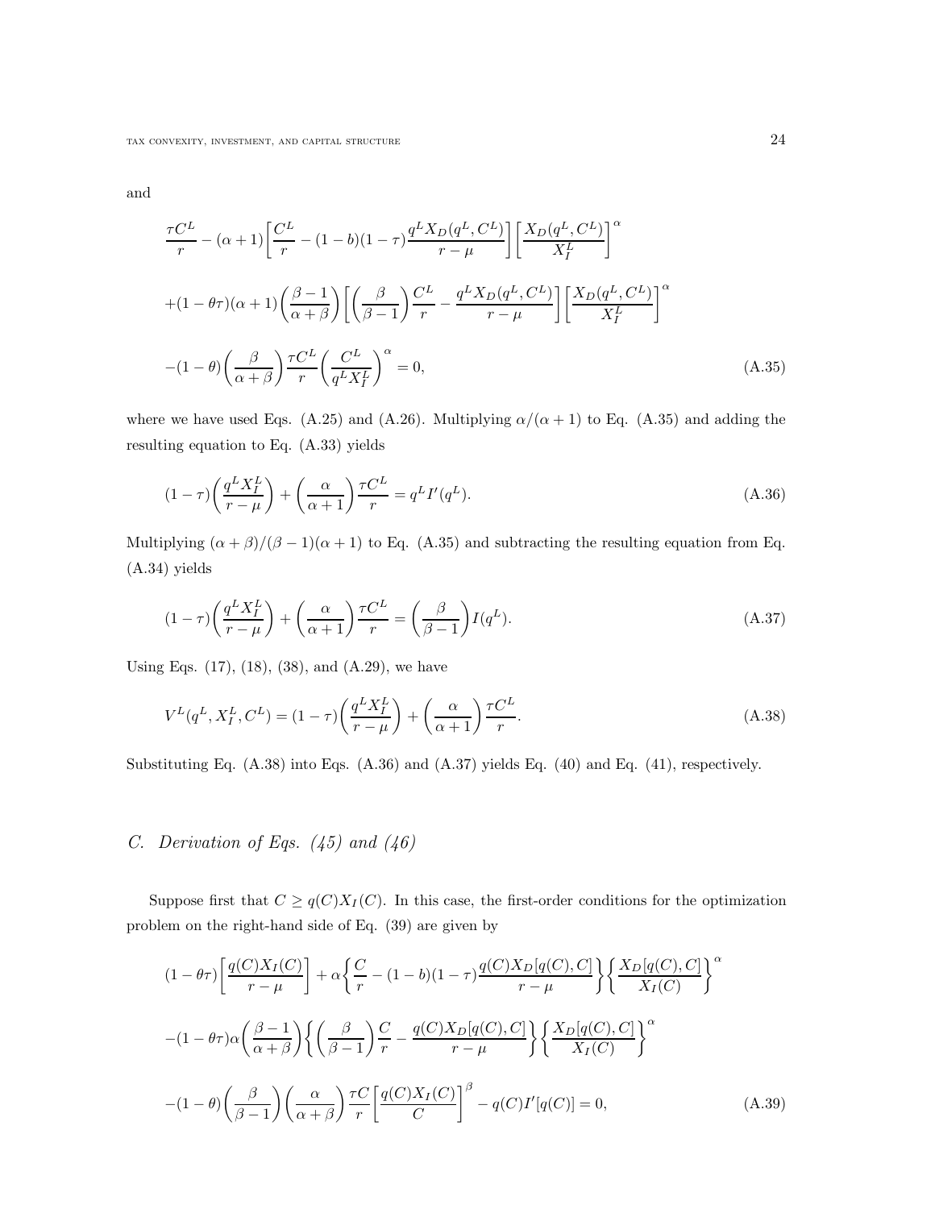and

$$
\begin{aligned}
&\frac{\tau C^L}{r} - (\alpha+1)\bigg[\frac{C^L}{r} - (1-b)(1-\tau)\frac{q^L X_D(q^L, C^L)}{r-\mu}\bigg]\bigg[\frac{X_D(q^L, C^L)}{X_I^L}\bigg]^{\alpha} \\
&+(1-\theta\tau)(\alpha+1)\bigg(\frac{\beta-1}{\alpha+\beta}\bigg)\bigg[\bigg(\frac{\beta}{\beta-1}\bigg)\frac{C^L}{r} - \frac{q^L X_D(q^L, C^L)}{r-\mu}\bigg]\bigg[\frac{X_D(q^L, C^L)}{X_I^L}\bigg]^{\alpha} \\
&-(1-\theta)\bigg(\frac{\beta}{\alpha+\beta}\bigg)\frac{\tau C^L}{r}\bigg(\frac{C^L}{q^L X_I^L}\bigg)^{\alpha} = 0,
\end{aligned}
\tag{A.35}
$$

where we have used Eqs. (A.25) and (A.26). Multiplying $\alpha/(\alpha+1)$ to Eq. (A.35) and adding the resulting equation to Eq. (A.33) yields

$$
(1-\tau)\bigg(\frac{q^L X_I^L}{r-\mu}\bigg) + \bigg(\frac{\alpha}{\alpha+1}\bigg)\frac{\tau C^L}{r} = q^L I'(q^L).
\tag{A.36}
$$

Multiplying $(\alpha+\beta)/(\beta-1)(\alpha+1)$ to Eq. (A.35) and subtracting the resulting equation from Eq. (A.34) yields

$$
(1-\tau)\bigg(\frac{q^L X_I^L}{r-\mu}\bigg) + \bigg(\frac{\alpha}{\alpha+1}\bigg)\frac{\tau C^L}{r} = \bigg(\frac{\beta}{\beta-1}\bigg)I(q^L).
\tag{A.37}
$$

Using Eqs. (17), (18), (38), and (A.29), we have

$$
V^L(q^L, X_I^L, C^L) = (1-\tau)\bigg(\frac{q^L X_I^L}{r-\mu}\bigg) + \bigg(\frac{\alpha}{\alpha+1}\bigg)\frac{\tau C^L}{r}.
\tag{A.38}
$$

Substituting Eq. (A.38) into Eqs. (A.36) and (A.37) yields Eq. (40) and Eq. (41), respectively.

## *C. Derivation of Eqs. (45) and (46)*

Suppose first that $C \geq q(C)X_I(C)$. In this case, the first-order conditions for the optimization problem on the right-hand side of Eq. (39) are given by

$$
\begin{aligned}
&(1-\theta\tau)\bigg[\frac{q(C)X_I(C)}{r-\mu}\bigg] + \alpha\bigg\{\frac{C}{r} - (1-b)(1-\tau)\frac{q(C)X_D[q(C), C]}{r-\mu}\bigg\}\bigg\{\frac{X_D[q(C), C]}{X_I(C)}\bigg\}^{\alpha} \\
&-(1-\theta\tau)\alpha\bigg(\frac{\beta-1}{\alpha+\beta}\bigg)\bigg\{\bigg(\frac{\beta}{\beta-1}\bigg)\frac{C}{r} - \frac{q(C)X_D[q(C), C]}{r-\mu}\bigg\}\bigg\{\frac{X_D[q(C), C]}{X_I(C)}\bigg\}^{\alpha} \\
&-(1-\theta)\bigg(\frac{\beta}{\beta-1}\bigg)\bigg(\frac{\alpha}{\alpha+\beta}\bigg)\frac{\tau C}{r}\bigg[\frac{q(C)X_I(C)}{C}\bigg]^{\beta} - q(C)I'[q(C)] = 0,
\end{aligned}
\tag{A.39}
$$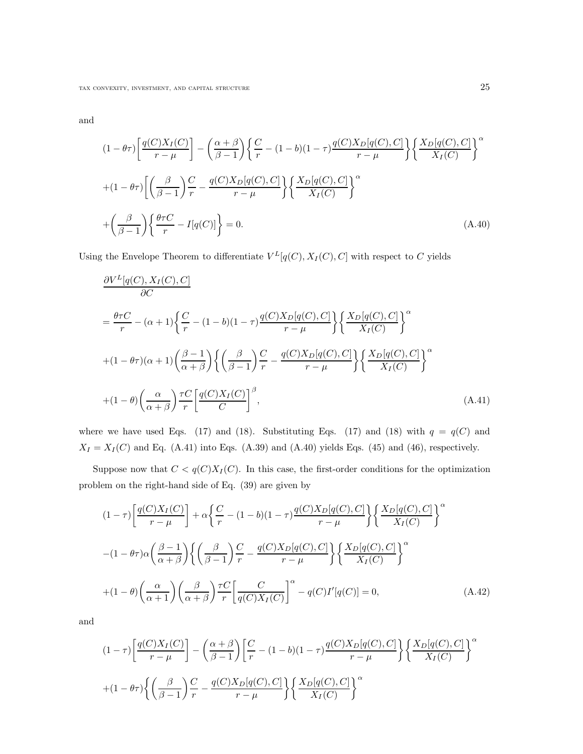and

$$
\begin{aligned}
&(1-\theta\tau)\left[\frac{q(C)X_I(C)}{r-\mu}\right]-\left(\frac{\alpha+\beta}{\beta-1}\right)\left\{\frac{C}{r}-(1-b)(1-\tau)\frac{q(C)X_D[q(C),C]}{r-\mu}\right\}\left\{\frac{X_D[q(C),C]}{X_I(C)}\right\}^{\alpha}\\
&+(1-\theta\tau)\left[\left(\frac{\beta}{\beta-1}\right)\frac{C}{r}-\frac{q(C)X_D[q(C),C]}{r-\mu}\right\}\left\{\frac{X_D[q(C),C]}{X_I(C)}\right\}^{\alpha}\\
&+\left(\frac{\beta}{\beta-1}\right)\left\{\frac{\theta\tau C}{r}-I[q(C)]\right\}=0. \qquad \text{(A.40)}
\end{aligned}
$$

Using the Envelope Theorem to differentiate $V^L[q(C), X_I(C), C]$ with respect to $C$ yields

$$
\begin{aligned}
&\frac{\partial V^L[q(C),X_I(C),C]}{\partial C}\\
&=\frac{\theta\tau C}{r}-(\alpha+1)\left\{\frac{C}{r}-(1-b)(1-\tau)\frac{q(C)X_D[q(C),C]}{r-\mu}\right\}\left\{\frac{X_D[q(C),C]}{X_I(C)}\right\}^{\alpha}\\
&+(1-\theta\tau)(\alpha+1)\left(\frac{\beta-1}{\alpha+\beta}\right)\left\{\left(\frac{\beta}{\beta-1}\right)\frac{C}{r}-\frac{q(C)X_D[q(C),C]}{r-\mu}\right\}\left\{\frac{X_D[q(C),C]}{X_I(C)}\right\}^{\alpha}\\
&+(1-\theta)\left(\frac{\alpha}{\alpha+\beta}\right)\frac{\tau C}{r}\left[\frac{q(C)X_I(C)}{C}\right]^{\beta}, \qquad \text{(A.41)}
\end{aligned}
$$

where we have used Eqs. (17) and (18). Substituting Eqs. (17) and (18) with $q = q(C)$ and $X_I = X_I(C)$ and Eq. (A.41) into Eqs. (A.39) and (A.40) yields Eqs. (45) and (46), respectively.

Suppose now that $C < q(C)X_I(C)$. In this case, the first-order conditions for the optimization problem on the right-hand side of Eq. (39) are given by

$$
\begin{aligned}
&(1-\tau)\left[\frac{q(C)X_I(C)}{r-\mu}\right]+\alpha\left\{\frac{C}{r}-(1-b)(1-\tau)\frac{q(C)X_D[q(C),C]}{r-\mu}\right\}\left\{\frac{X_D[q(C),C]}{X_I(C)}\right\}^{\alpha}\\
&-(1-\theta\tau)\alpha\left(\frac{\beta-1}{\alpha+\beta}\right)\left\{\left(\frac{\beta}{\beta-1}\right)\frac{C}{r}-\frac{q(C)X_D[q(C),C]}{r-\mu}\right\}\left\{\frac{X_D[q(C),C]}{X_I(C)}\right\}^{\alpha}\\
&+(1-\theta)\left(\frac{\alpha}{\alpha+1}\right)\left(\frac{\beta}{\alpha+\beta}\right)\frac{\tau C}{r}\left[\frac{C}{q(C)X_I(C)}\right]^{\alpha}-q(C)I'[q(C)]=0, \qquad \text{(A.42)}
\end{aligned}
$$

and

$$
\begin{aligned}
&(1-\tau)\left[\frac{q(C)X_I(C)}{r-\mu}\right]-\left(\frac{\alpha+\beta}{\beta-1}\right)\left[\frac{C}{r}-(1-b)(1-\tau)\frac{q(C)X_D[q(C),C]}{r-\mu}\right\}\left\{\frac{X_D[q(C),C]}{X_I(C)}\right\}^{\alpha}\\
&+(1-\theta\tau)\left\{\left(\frac{\beta}{\beta-1}\right)\frac{C}{r}-\frac{q(C)X_D[q(C),C]}{r-\mu}\right\}\left\{\frac{X_D[q(C),C]}{X_I(C)}\right\}^{\alpha}
\end{aligned}
$$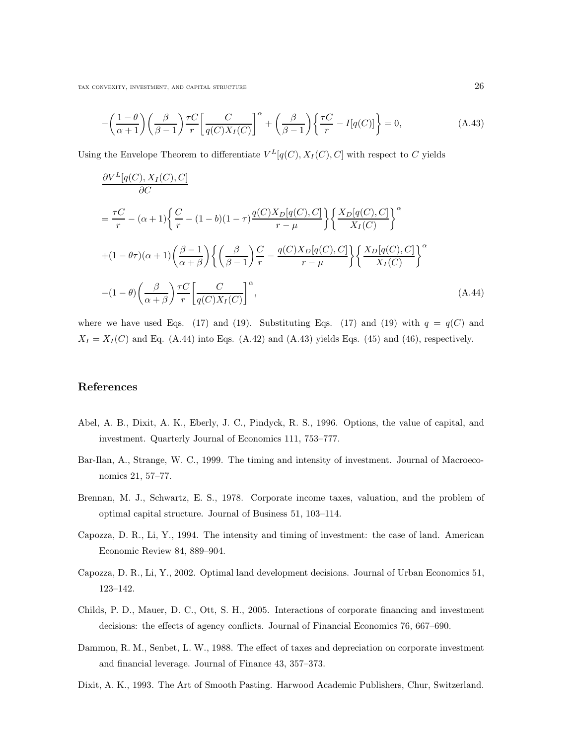$$
-\left(\frac{1-\theta}{\alpha+1}\right)\left(\frac{\beta}{\beta-1}\right)\frac{\tau C}{r}\left[\frac{C}{q(C)X_I(C)}\right]^{\alpha}+\left(\frac{\beta}{\beta-1}\right)\left\{\frac{\tau C}{r}-I[q(C)]\right\}=0, \tag{A.43}
$$

Using the Envelope Theorem to differentiate $V^L[q(C), X_I(C), C]$ with respect to $C$ yields

$$
\begin{aligned}
&\frac{\partial V^L[q(C), X_I(C), C]}{\partial C} \\
&= \frac{\tau C}{r} - (\alpha+1)\left\{\frac{C}{r} - (1-b)(1-\tau)\frac{q(C)X_D[q(C),C]}{r-\mu}\right\}\left\{\frac{X_D[q(C),C]}{X_I(C)}\right\}^{\alpha} \\
&+(1-\theta\tau)(\alpha+1)\left(\frac{\beta-1}{\alpha+\beta}\right)\left\{\left(\frac{\beta}{\beta-1}\right)\frac{C}{r} - \frac{q(C)X_D[q(C),C]}{r-\mu}\right\}\left\{\frac{X_D[q(C),C]}{X_I(C)}\right\}^{\alpha} \\
&-(1-\theta)\left(\frac{\beta}{\alpha+\beta}\right)\frac{\tau C}{r}\left[\frac{C}{q(C)X_I(C)}\right]^{\alpha},
\end{aligned} \tag{A.44}
$$

where we have used Eqs. (17) and (19). Substituting Eqs. (17) and (19) with $q = q(C)$ and $X_I = X_I(C)$ and Eq. (A.44) into Eqs. (A.42) and (A.43) yields Eqs. (45) and (46), respectively.

## References

Abel, A. B., Dixit, A. K., Eberly, J. C., Pindyck, R. S., 1996. Options, the value of capital, and investment. Quarterly Journal of Economics 111, 753–777.

Bar-Ilan, A., Strange, W. C., 1999. The timing and intensity of investment. Journal of Macroeconomics 21, 57–77.

Brennan, M. J., Schwartz, E. S., 1978. Corporate income taxes, valuation, and the problem of optimal capital structure. Journal of Business 51, 103–114.

Capozza, D. R., Li, Y., 1994. The intensity and timing of investment: the case of land. American Economic Review 84, 889–904.

Capozza, D. R., Li, Y., 2002. Optimal land development decisions. Journal of Urban Economics 51, 123–142.

Childs, P. D., Mauer, D. C., Ott, S. H., 2005. Interactions of corporate financing and investment decisions: the effects of agency conflicts. Journal of Financial Economics 76, 667–690.

Dammon, R. M., Senbet, L. W., 1988. The effect of taxes and depreciation on corporate investment and financial leverage. Journal of Finance 43, 357–373.

Dixit, A. K., 1993. The Art of Smooth Pasting. Harwood Academic Publishers, Chur, Switzerland.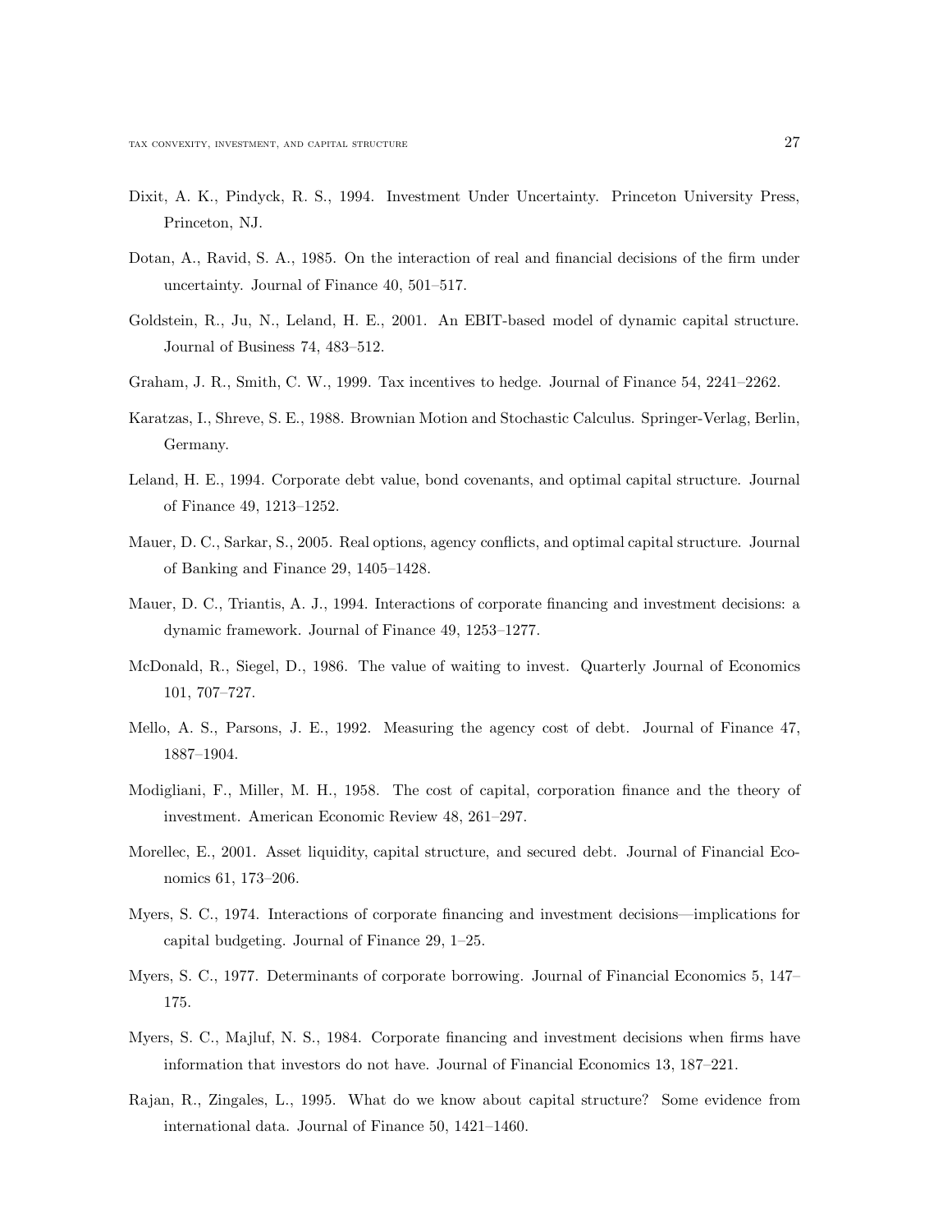Dixit, A. K., Pindyck, R. S., 1994. Investment Under Uncertainty. Princeton University Press, Princeton, NJ.

Dotan, A., Ravid, S. A., 1985. On the interaction of real and financial decisions of the firm under uncertainty. Journal of Finance 40, 501–517.

Goldstein, R., Ju, N., Leland, H. E., 2001. An EBIT-based model of dynamic capital structure. Journal of Business 74, 483–512.

Graham, J. R., Smith, C. W., 1999. Tax incentives to hedge. Journal of Finance 54, 2241–2262.

Karatzas, I., Shreve, S. E., 1988. Brownian Motion and Stochastic Calculus. Springer-Verlag, Berlin, Germany.

Leland, H. E., 1994. Corporate debt value, bond covenants, and optimal capital structure. Journal of Finance 49, 1213–1252.

Mauer, D. C., Sarkar, S., 2005. Real options, agency conflicts, and optimal capital structure. Journal of Banking and Finance 29, 1405–1428.

Mauer, D. C., Triantis, A. J., 1994. Interactions of corporate financing and investment decisions: a dynamic framework. Journal of Finance 49, 1253–1277.

McDonald, R., Siegel, D., 1986. The value of waiting to invest. Quarterly Journal of Economics 101, 707–727.

Mello, A. S., Parsons, J. E., 1992. Measuring the agency cost of debt. Journal of Finance 47, 1887–1904.

Modigliani, F., Miller, M. H., 1958. The cost of capital, corporation finance and the theory of investment. American Economic Review 48, 261–297.

Morellec, E., 2001. Asset liquidity, capital structure, and secured debt. Journal of Financial Economics 61, 173–206.

Myers, S. C., 1974. Interactions of corporate financing and investment decisions—implications for capital budgeting. Journal of Finance 29, 1–25.

Myers, S. C., 1977. Determinants of corporate borrowing. Journal of Financial Economics 5, 147–175.

Myers, S. C., Majluf, N. S., 1984. Corporate financing and investment decisions when firms have information that investors do not have. Journal of Financial Economics 13, 187–221.

Rajan, R., Zingales, L., 1995. What do we know about capital structure? Some evidence from international data. Journal of Finance 50, 1421–1460.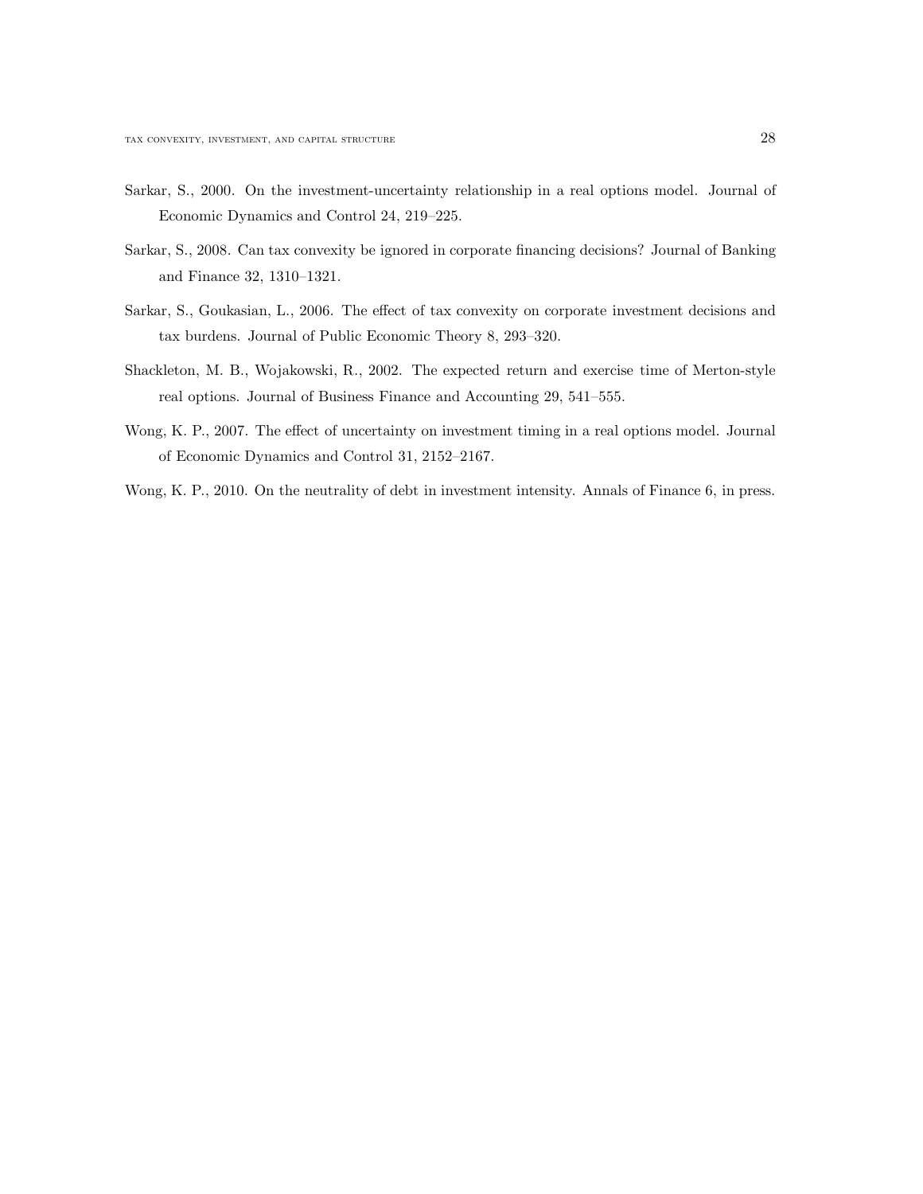Sarkar, S., 2000. On the investment-uncertainty relationship in a real options model. Journal of Economic Dynamics and Control 24, 219–225.

Sarkar, S., 2008. Can tax convexity be ignored in corporate financing decisions? Journal of Banking and Finance 32, 1310–1321.

Sarkar, S., Goukasian, L., 2006. The effect of tax convexity on corporate investment decisions and tax burdens. Journal of Public Economic Theory 8, 293–320.

Shackleton, M. B., Wojakowski, R., 2002. The expected return and exercise time of Merton-style real options. Journal of Business Finance and Accounting 29, 541–555.

Wong, K. P., 2007. The effect of uncertainty on investment timing in a real options model. Journal of Economic Dynamics and Control 31, 2152–2167.

Wong, K. P., 2010. On the neutrality of debt in investment intensity. Annals of Finance 6, in press.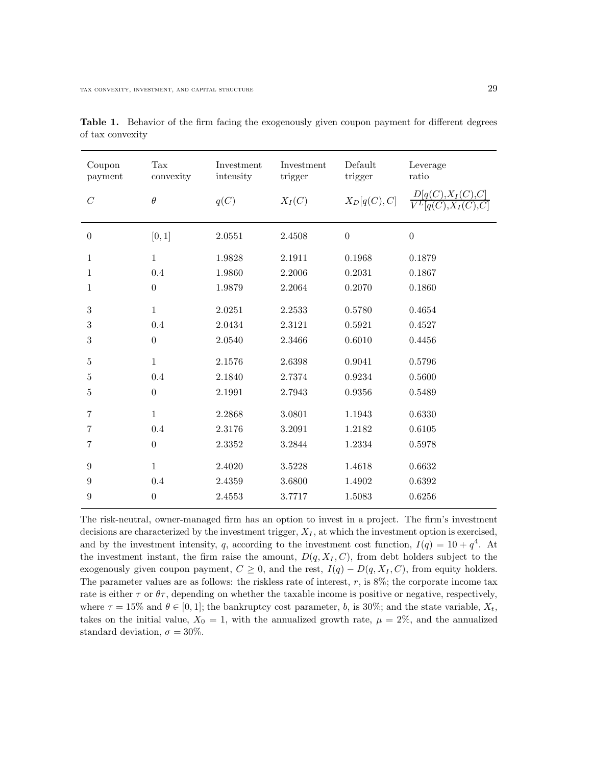**Table 1.** Behavior of the firm facing the exogenously given coupon payment for different degrees of tax convexity

| Coupon payment | Tax convexity | Investment intensity | Investment trigger | Default trigger | Leverage ratio |
|---|---|---|---|---|---|
| $C$ | $\theta$ | $q(C)$ | $X_I(C)$ | $X_D[q(C), C]$ | $\frac{D[q(C),X_I(C),C]}{V^L[q(C),X_I(C),C]}$ |
| 0 | $[0, 1]$ | 2.0551 | 2.4508 | 0 | 0 |
| 1 | 1 | 1.9828 | 2.1911 | 0.1968 | 0.1879 |
| 1 | 0.4 | 1.9860 | 2.2006 | 0.2031 | 0.1867 |
| 1 | 0 | 1.9879 | 2.2064 | 0.2070 | 0.1860 |
| 3 | 1 | 2.0251 | 2.2533 | 0.5780 | 0.4654 |
| 3 | 0.4 | 2.0434 | 2.3121 | 0.5921 | 0.4527 |
| 3 | 0 | 2.0540 | 2.3466 | 0.6010 | 0.4456 |
| 5 | 1 | 2.1576 | 2.6398 | 0.9041 | 0.5796 |
| 5 | 0.4 | 2.1840 | 2.7374 | 0.9234 | 0.5600 |
| 5 | 0 | 2.1991 | 2.7943 | 0.9356 | 0.5489 |
| 7 | 1 | 2.2868 | 3.0801 | 1.1943 | 0.6330 |
| 7 | 0.4 | 2.3176 | 3.2091 | 1.2182 | 0.6105 |
| 7 | 0 | 2.3352 | 3.2844 | 1.2334 | 0.5978 |
| 9 | 1 | 2.4020 | 3.5228 | 1.4618 | 0.6632 |
| 9 | 0.4 | 2.4359 | 3.6800 | 1.4902 | 0.6392 |
| 9 | 0 | 2.4553 | 3.7717 | 1.5083 | 0.6256 |

The risk-neutral, owner-managed firm has an option to invest in a project. The firm's investment decisions are characterized by the investment trigger, $X_I$, at which the investment option is exercised, and by the investment intensity, $q$, according to the investment cost function, $I(q) = 10 + q^4$. At the investment instant, the firm raise the amount, $D(q, X_I, C)$, from debt holders subject to the exogenously given coupon payment, $C \geq 0$, and the rest, $I(q) - D(q, X_I, C)$, from equity holders. The parameter values are as follows: the riskless rate of interest, $r$, is 8%; the corporate income tax rate is either $\tau$ or $\theta\tau$, depending on whether the taxable income is positive or negative, respectively, where $\tau = 15\%$ and $\theta \in [0, 1]$; the bankruptcy cost parameter, $b$, is 30%; and the state variable, $X_t$, takes on the initial value, $X_0 = 1$, with the annualized growth rate, $\mu = 2\%$, and the annualized standard deviation, $\sigma = 30\%$.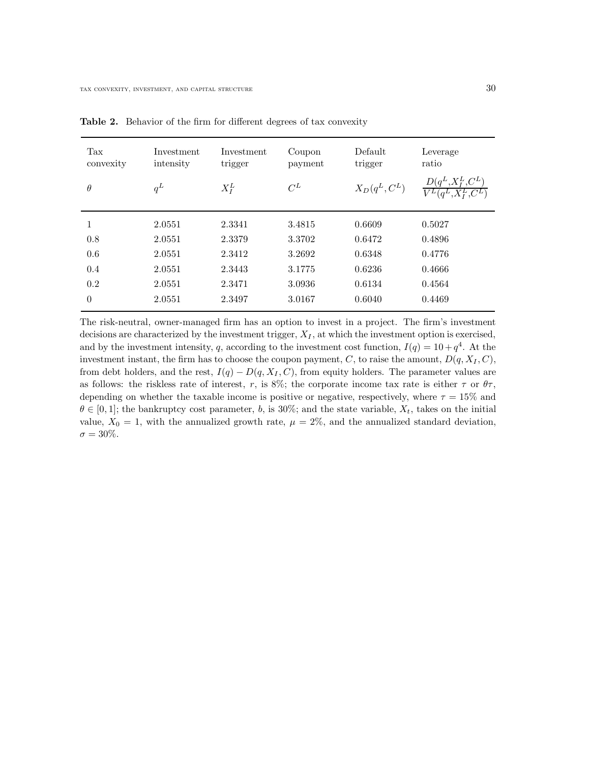**Table 2.** Behavior of the firm for different degrees of tax convexity

| Tax convexity $\theta$ | Investment intensity $q^L$ | Investment trigger $X_I^L$ | Coupon payment $C^L$ | Default trigger $X_D(q^L, C^L)$ | Leverage ratio $\frac{D(q^L, X_I^L, C^L)}{V^L(q^L, X_I^L, C^L)}$ |
|---|---|---|---|---|---|
| 1 | 2.0551 | 2.3341 | 3.4815 | 0.6609 | 0.5027 |
| 0.8 | 2.0551 | 2.3379 | 3.3702 | 0.6472 | 0.4896 |
| 0.6 | 2.0551 | 2.3412 | 3.2692 | 0.6348 | 0.4776 |
| 0.4 | 2.0551 | 2.3443 | 3.1775 | 0.6236 | 0.4666 |
| 0.2 | 2.0551 | 2.3471 | 3.0936 | 0.6134 | 0.4564 |
| 0 | 2.0551 | 2.3497 | 3.0167 | 0.6040 | 0.4469 |

The risk-neutral, owner-managed firm has an option to invest in a project. The firm's investment decisions are characterized by the investment trigger, $X_I$, at which the investment option is exercised, and by the investment intensity, $q$, according to the investment cost function, $I(q) = 10 + q^4$. At the investment instant, the firm has to choose the coupon payment, $C$, to raise the amount, $D(q, X_I, C)$, from debt holders, and the rest, $I(q) - D(q, X_I, C)$, from equity holders. The parameter values are as follows: the riskless rate of interest, $r$, is 8%; the corporate income tax rate is either $\tau$ or $\theta\tau$, depending on whether the taxable income is positive or negative, respectively, where $\tau = 15\%$ and $\theta \in [0, 1]$; the bankruptcy cost parameter, $b$, is 30%; and the state variable, $X_t$, takes on the initial value, $X_0 = 1$, with the annualized growth rate, $\mu = 2\%$, and the annualized standard deviation, $\sigma = 30\%$.